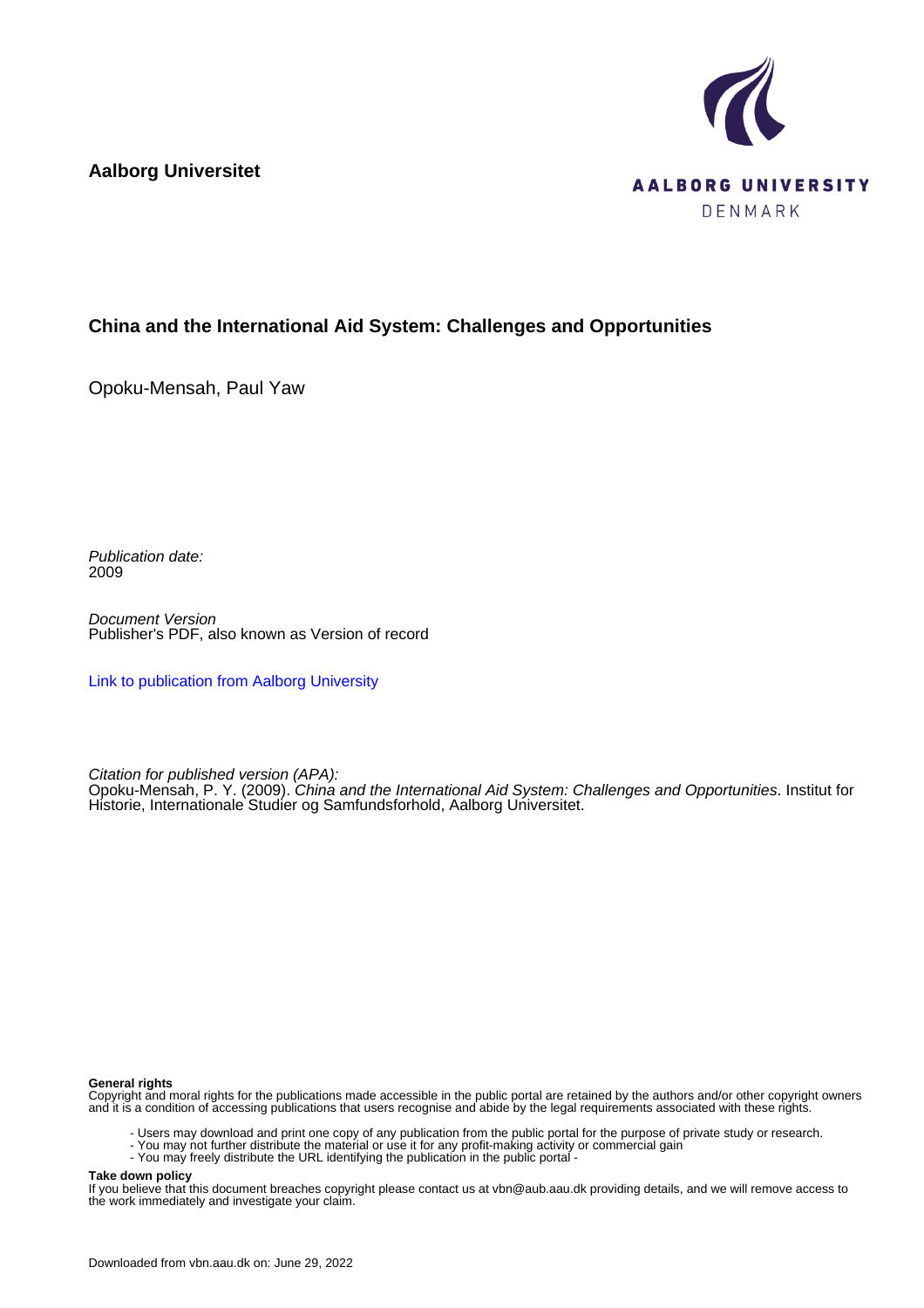**Aalborg Universitet**

AALBORG UNIVERSITY
DENMARK

## China and the International Aid System: Challenges and Opportunities

Opoku-Mensah, Paul Yaw

*Publication date:*
2009

*Document Version*
Publisher's PDF, also known as Version of record

[Link to publication from Aalborg University](#)

*Citation for published version (APA):*
Opoku-Mensah, P. Y. (2009). *China and the International Aid System: Challenges and Opportunities*. Institut for Historie, Internationale Studier og Samfundsforhold, Aalborg Universitet.

**General rights**
Copyright and moral rights for the publications made accessible in the public portal are retained by the authors and/or other copyright owners and it is a condition of accessing publications that users recognise and abide by the legal requirements associated with these rights.

- Users may download and print one copy of any publication from the public portal for the purpose of private study or research.
- You may not further distribute the material or use it for any profit-making activity or commercial gain
- You may freely distribute the URL identifying the publication in the public portal -

**Take down policy**
If you believe that this document breaches copyright please contact us at vbn@aub.aau.dk providing details, and we will remove access to the work immediately and investigate your claim.

Downloaded from vbn.aau.dk on: June 29, 2022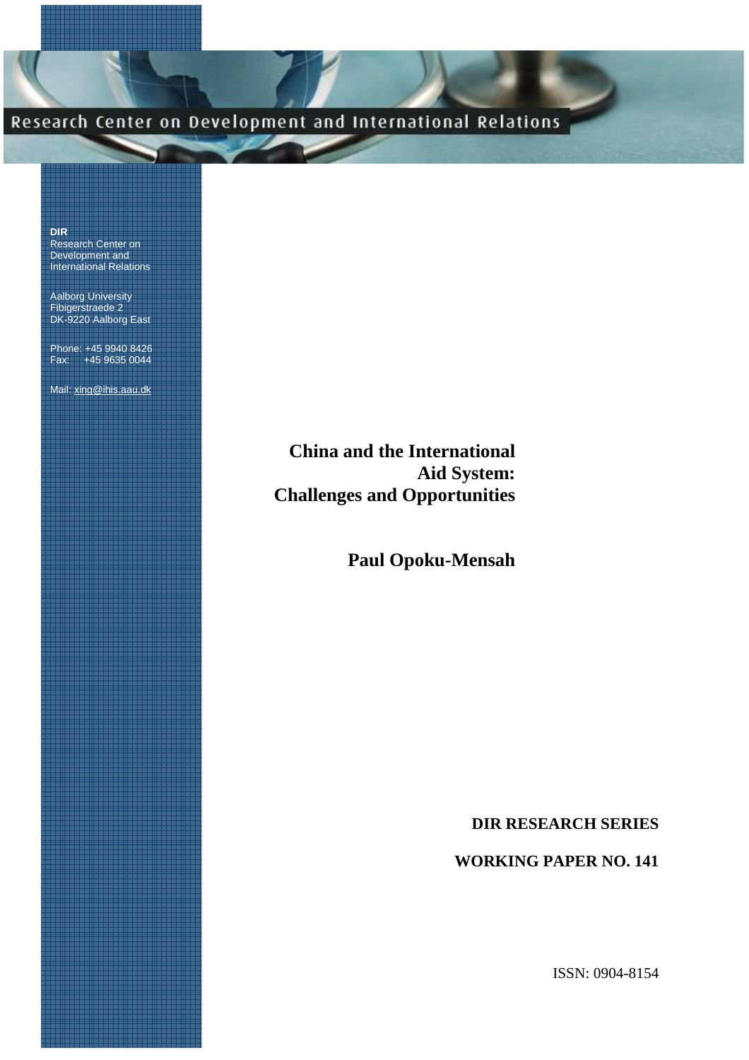Research Center on Development and International Relations

**DIR**
Research Center on
Development and
International Relations

Aalborg University
Fibigerstraede 2
DK-9220 Aalborg East

Phone: +45 9940 8426
Fax: +45 9635 0044

Mail: xing@ihis.aau.dk

# China and the International Aid System: Challenges and Opportunities

**Paul Opoku-Mensah**

**DIR RESEARCH SERIES**

**WORKING PAPER NO. 141**

ISSN: 0904-8154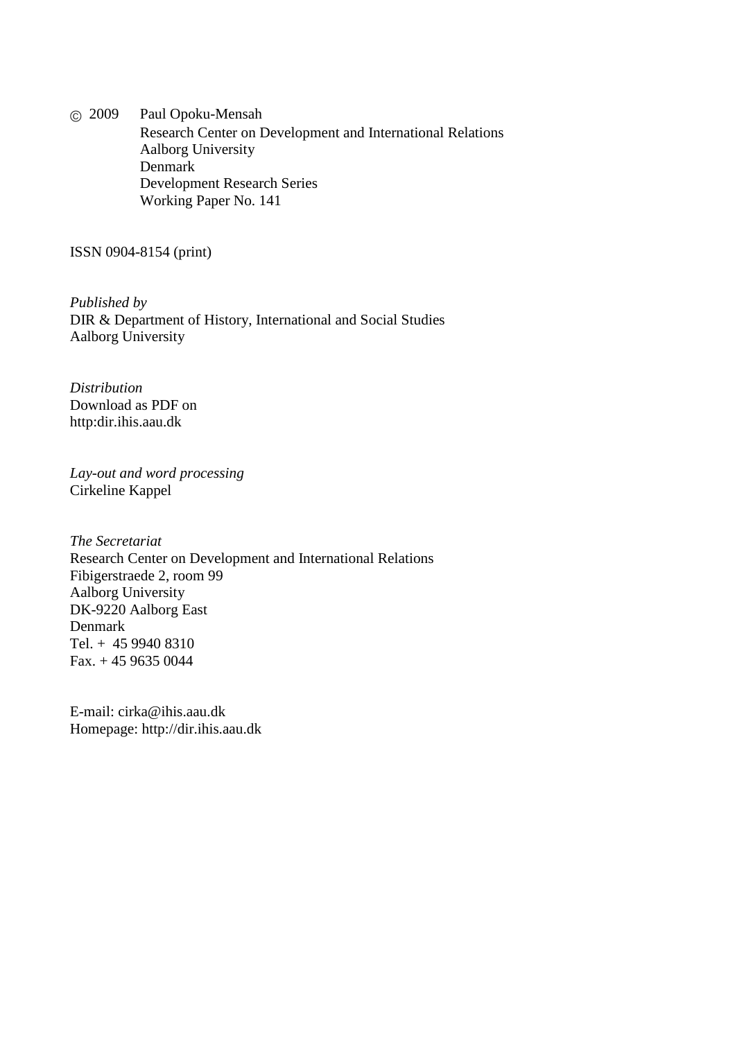© 2009 Paul Opoku-Mensah
Research Center on Development and International Relations
Aalborg University
Denmark
Development Research Series
Working Paper No. 141

ISSN 0904-8154 (print)

*Published by*
DIR & Department of History, International and Social Studies
Aalborg University

*Distribution*
Download as PDF on
http:dir.ihis.aau.dk

*Lay-out and word processing*
Cirkeline Kappel

*The Secretariat*
Research Center on Development and International Relations
Fibigerstraede 2, room 99
Aalborg University
DK-9220 Aalborg East
Denmark
Tel. + 45 9940 8310
Fax. + 45 9635 0044

E-mail: cirka@ihis.aau.dk
Homepage: http://dir.ihis.aau.dk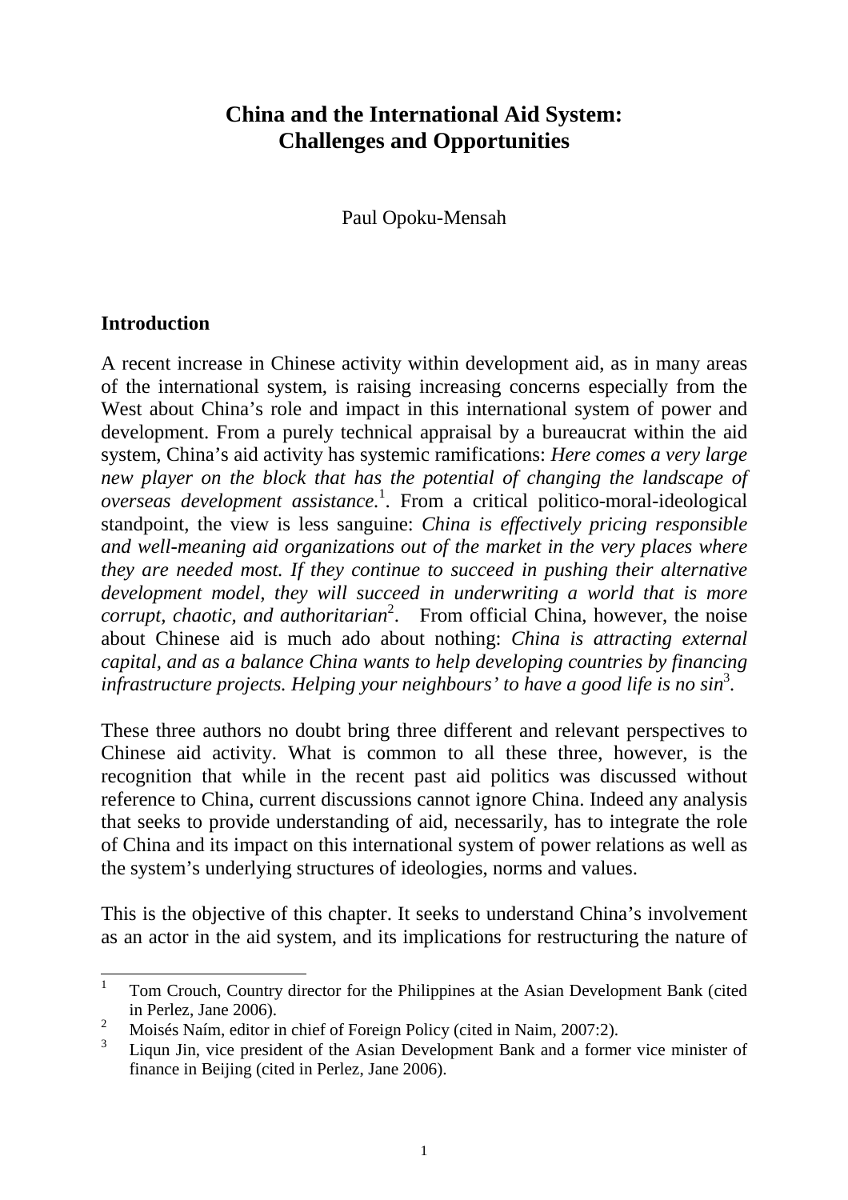# China and the International Aid System: Challenges and Opportunities

Paul Opoku-Mensah

## Introduction

A recent increase in Chinese activity within development aid, as in many areas of the international system, is raising increasing concerns especially from the West about China's role and impact in this international system of power and development. From a purely technical appraisal by a bureaucrat within the aid system, China's aid activity has systemic ramifications: *Here comes a very large new player on the block that has the potential of changing the landscape of overseas development assistance.*[1]. From a critical politico-moral-ideological standpoint, the view is less sanguine: *China is effectively pricing responsible and well-meaning aid organizations out of the market in the very places where they are needed most. If they continue to succeed in pushing their alternative development model, they will succeed in underwriting a world that is more corrupt, chaotic, and authoritarian*[2]. From official China, however, the noise about Chinese aid is much ado about nothing: *China is attracting external capital, and as a balance China wants to help developing countries by financing infrastructure projects. Helping your neighbours' to have a good life is no sin*[3].

These three authors no doubt bring three different and relevant perspectives to Chinese aid activity. What is common to all these three, however, is the recognition that while in the recent past aid politics was discussed without reference to China, current discussions cannot ignore China. Indeed any analysis that seeks to provide understanding of aid, necessarily, has to integrate the role of China and its impact on this international system of power relations as well as the system's underlying structures of ideologies, norms and values.

This is the objective of this chapter. It seeks to understand China's involvement as an actor in the aid system, and its implications for restructuring the nature of

---

[1] Tom Crouch, Country director for the Philippines at the Asian Development Bank (cited in Perlez, Jane 2006).

[2] Moisés Naím, editor in chief of Foreign Policy (cited in Naim, 2007:2).

[3] Liqun Jin, vice president of the Asian Development Bank and a former vice minister of finance in Beijing (cited in Perlez, Jane 2006).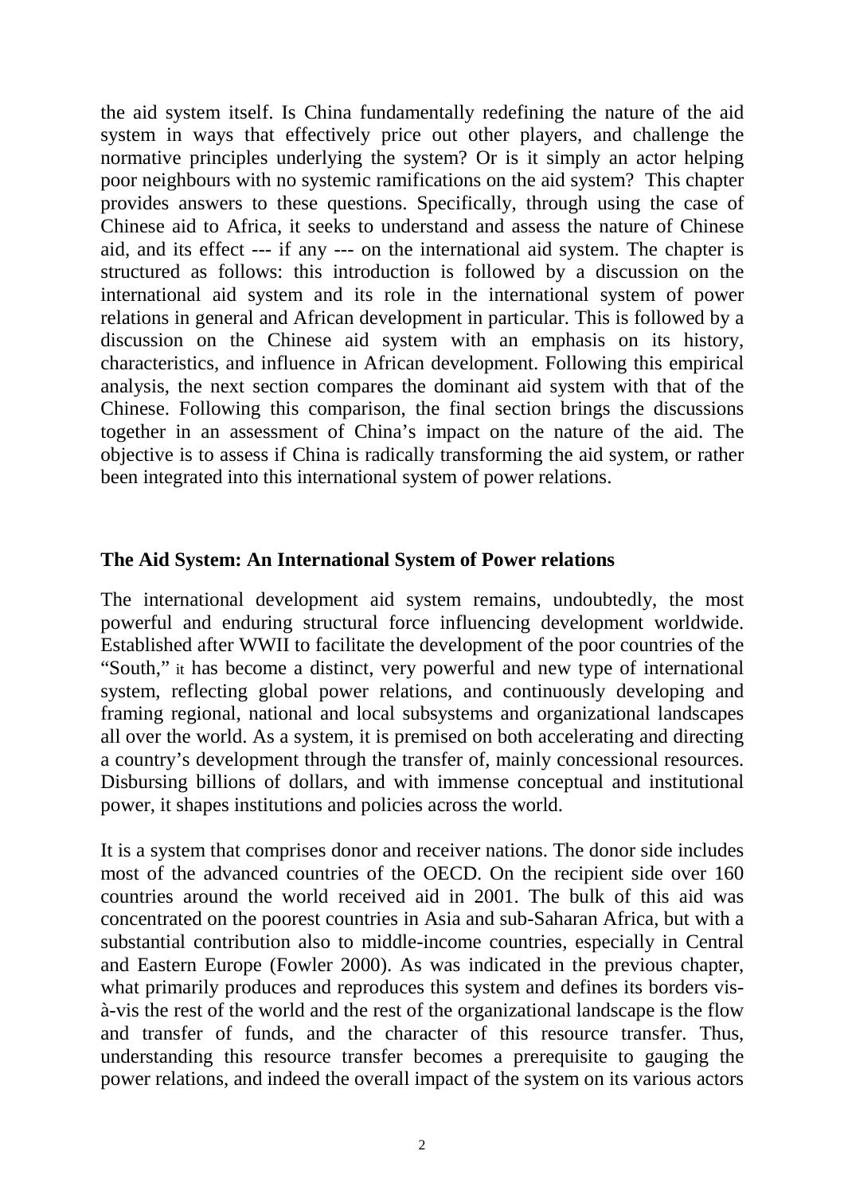the aid system itself. Is China fundamentally redefining the nature of the aid system in ways that effectively price out other players, and challenge the normative principles underlying the system? Or is it simply an actor helping poor neighbours with no systemic ramifications on the aid system? This chapter provides answers to these questions. Specifically, through using the case of Chinese aid to Africa, it seeks to understand and assess the nature of Chinese aid, and its effect --- if any --- on the international aid system. The chapter is structured as follows: this introduction is followed by a discussion on the international aid system and its role in the international system of power relations in general and African development in particular. This is followed by a discussion on the Chinese aid system with an emphasis on its history, characteristics, and influence in African development. Following this empirical analysis, the next section compares the dominant aid system with that of the Chinese. Following this comparison, the final section brings the discussions together in an assessment of China's impact on the nature of the aid. The objective is to assess if China is radically transforming the aid system, or rather been integrated into this international system of power relations.

## The Aid System: An International System of Power relations

The international development aid system remains, undoubtedly, the most powerful and enduring structural force influencing development worldwide. Established after WWII to facilitate the development of the poor countries of the "South," it has become a distinct, very powerful and new type of international system, reflecting global power relations, and continuously developing and framing regional, national and local subsystems and organizational landscapes all over the world. As a system, it is premised on both accelerating and directing a country's development through the transfer of, mainly concessional resources. Disbursing billions of dollars, and with immense conceptual and institutional power, it shapes institutions and policies across the world.

It is a system that comprises donor and receiver nations. The donor side includes most of the advanced countries of the OECD. On the recipient side over 160 countries around the world received aid in 2001. The bulk of this aid was concentrated on the poorest countries in Asia and sub-Saharan Africa, but with a substantial contribution also to middle-income countries, especially in Central and Eastern Europe (Fowler 2000). As was indicated in the previous chapter, what primarily produces and reproduces this system and defines its borders vis-à-vis the rest of the world and the rest of the organizational landscape is the flow and transfer of funds, and the character of this resource transfer. Thus, understanding this resource transfer becomes a prerequisite to gauging the power relations, and indeed the overall impact of the system on its various actors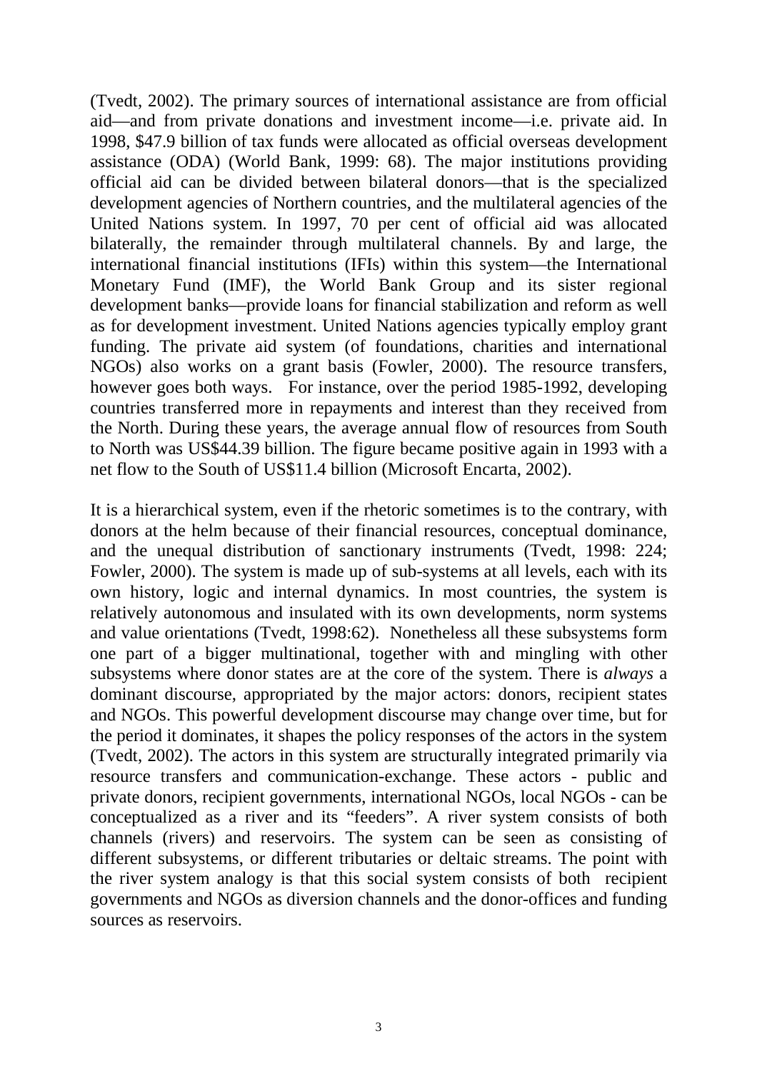(Tvedt, 2002). The primary sources of international assistance are from official aid—and from private donations and investment income—i.e. private aid. In 1998, $47.9 billion of tax funds were allocated as official overseas development assistance (ODA) (World Bank, 1999: 68). The major institutions providing official aid can be divided between bilateral donors—that is the specialized development agencies of Northern countries, and the multilateral agencies of the United Nations system. In 1997, 70 per cent of official aid was allocated bilaterally, the remainder through multilateral channels. By and large, the international financial institutions (IFIs) within this system—the International Monetary Fund (IMF), the World Bank Group and its sister regional development banks—provide loans for financial stabilization and reform as well as for development investment. United Nations agencies typically employ grant funding. The private aid system (of foundations, charities and international NGOs) also works on a grant basis (Fowler, 2000). The resource transfers, however goes both ways. For instance, over the period 1985-1992, developing countries transferred more in repayments and interest than they received from the North. During these years, the average annual flow of resources from South to North was US$44.39 billion. The figure became positive again in 1993 with a net flow to the South of US$11.4 billion (Microsoft Encarta, 2002).

It is a hierarchical system, even if the rhetoric sometimes is to the contrary, with donors at the helm because of their financial resources, conceptual dominance, and the unequal distribution of sanctionary instruments (Tvedt, 1998: 224; Fowler, 2000). The system is made up of sub-systems at all levels, each with its own history, logic and internal dynamics. In most countries, the system is relatively autonomous and insulated with its own developments, norm systems and value orientations (Tvedt, 1998:62). Nonetheless all these subsystems form one part of a bigger multinational, together with and mingling with other subsystems where donor states are at the core of the system. There is *always* a dominant discourse, appropriated by the major actors: donors, recipient states and NGOs. This powerful development discourse may change over time, but for the period it dominates, it shapes the policy responses of the actors in the system (Tvedt, 2002). The actors in this system are structurally integrated primarily via resource transfers and communication-exchange. These actors - public and private donors, recipient governments, international NGOs, local NGOs - can be conceptualized as a river and its "feeders". A river system consists of both channels (rivers) and reservoirs. The system can be seen as consisting of different subsystems, or different tributaries or deltaic streams. The point with the river system analogy is that this social system consists of both recipient governments and NGOs as diversion channels and the donor-offices and funding sources as reservoirs.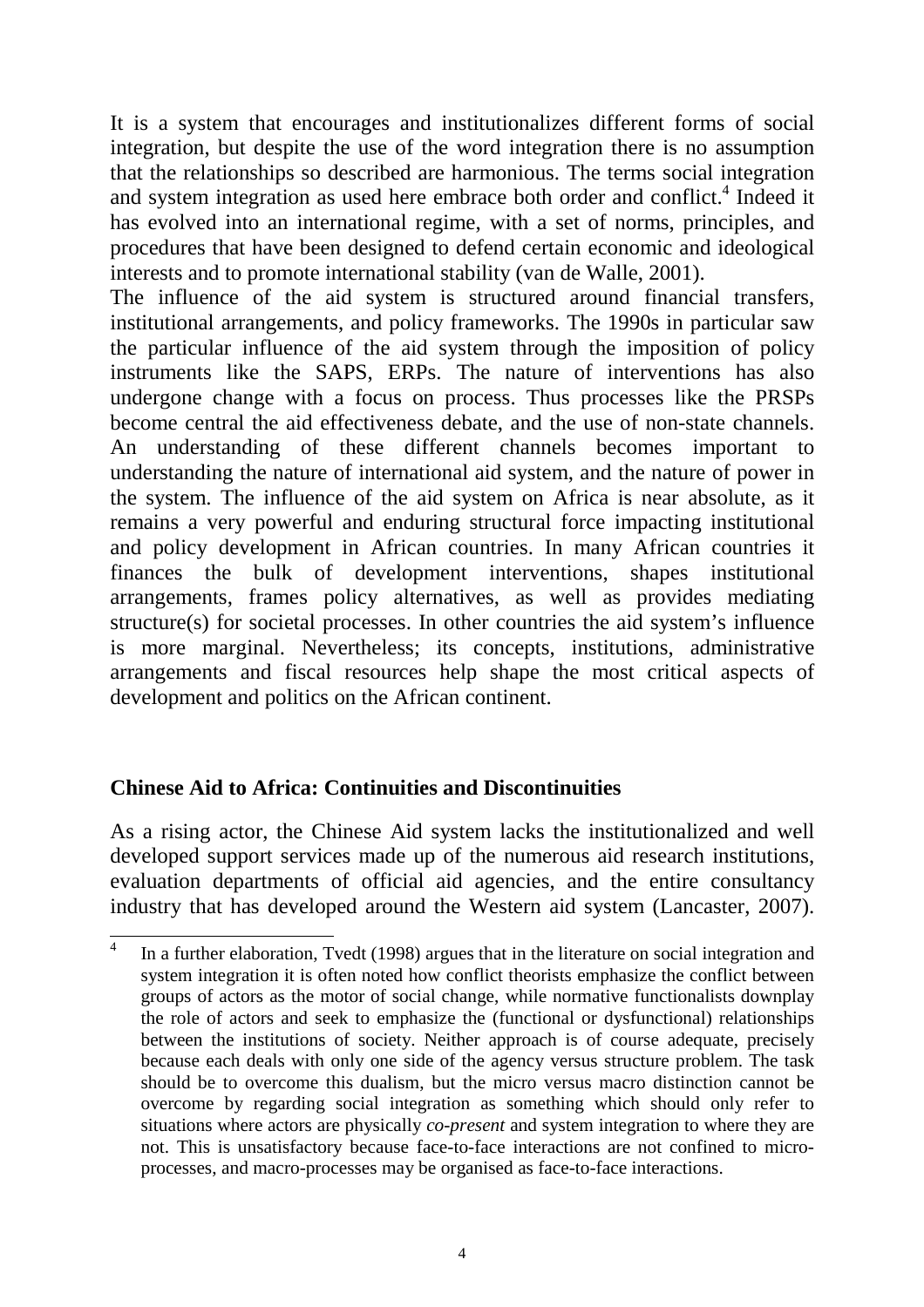It is a system that encourages and institutionalizes different forms of social integration, but despite the use of the word integration there is no assumption that the relationships so described are harmonious. The terms social integration and system integration as used here embrace both order and conflict.[4] Indeed it has evolved into an international regime, with a set of norms, principles, and procedures that have been designed to defend certain economic and ideological interests and to promote international stability (van de Walle, 2001).

The influence of the aid system is structured around financial transfers, institutional arrangements, and policy frameworks. The 1990s in particular saw the particular influence of the aid system through the imposition of policy instruments like the SAPS, ERPs. The nature of interventions has also undergone change with a focus on process. Thus processes like the PRSPs become central the aid effectiveness debate, and the use of non-state channels. An understanding of these different channels becomes important to understanding the nature of international aid system, and the nature of power in the system. The influence of the aid system on Africa is near absolute, as it remains a very powerful and enduring structural force impacting institutional and policy development in African countries. In many African countries it finances the bulk of development interventions, shapes institutional arrangements, frames policy alternatives, as well as provides mediating structure(s) for societal processes. In other countries the aid system's influence is more marginal. Nevertheless; its concepts, institutions, administrative arrangements and fiscal resources help shape the most critical aspects of development and politics on the African continent.

## Chinese Aid to Africa: Continuities and Discontinuities

As a rising actor, the Chinese Aid system lacks the institutionalized and well developed support services made up of the numerous aid research institutions, evaluation departments of official aid agencies, and the entire consultancy industry that has developed around the Western aid system (Lancaster, 2007).

[4] In a further elaboration, Tvedt (1998) argues that in the literature on social integration and system integration it is often noted how conflict theorists emphasize the conflict between groups of actors as the motor of social change, while normative functionalists downplay the role of actors and seek to emphasize the (functional or dysfunctional) relationships between the institutions of society. Neither approach is of course adequate, precisely because each deals with only one side of the agency versus structure problem. The task should be to overcome this dualism, but the micro versus macro distinction cannot be overcome by regarding social integration as something which should only refer to situations where actors are physically *co-present* and system integration to where they are not. This is unsatisfactory because face-to-face interactions are not confined to micro-processes, and macro-processes may be organised as face-to-face interactions.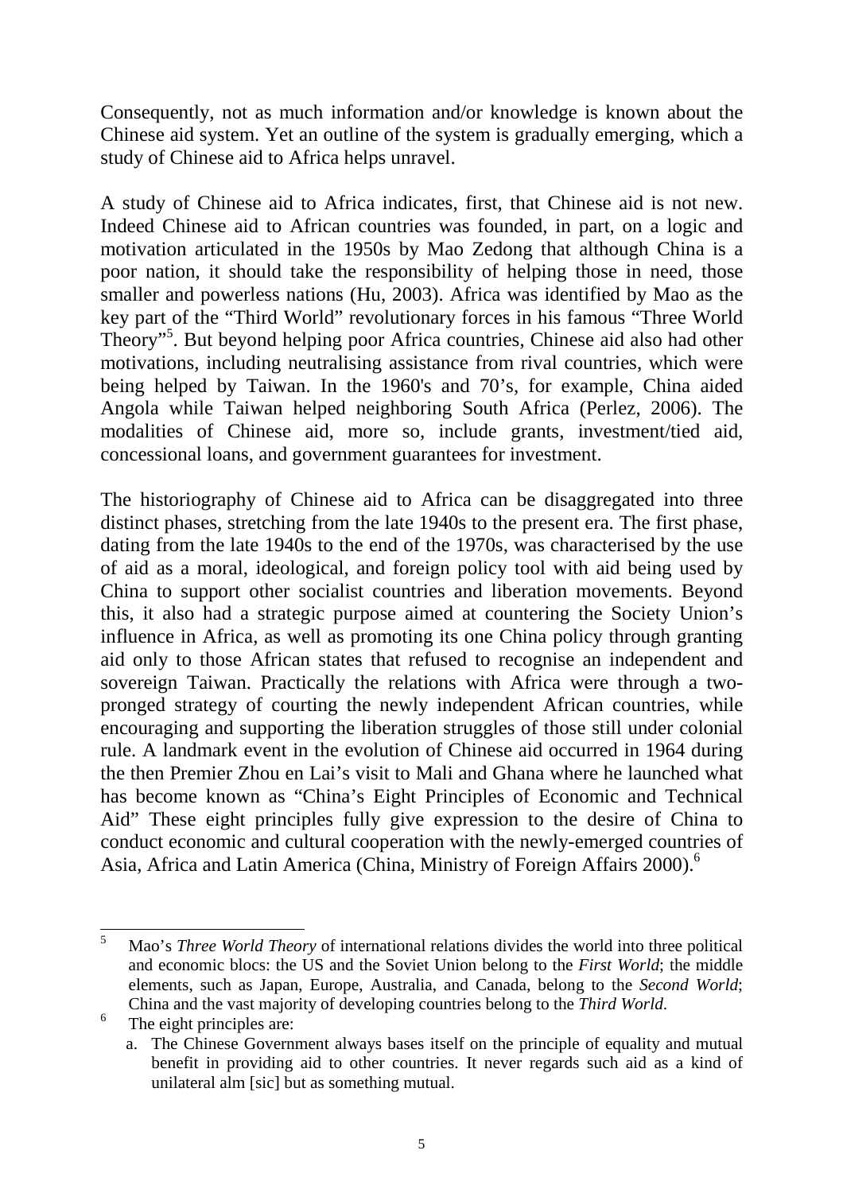Consequently, not as much information and/or knowledge is known about the Chinese aid system. Yet an outline of the system is gradually emerging, which a study of Chinese aid to Africa helps unravel.

A study of Chinese aid to Africa indicates, first, that Chinese aid is not new. Indeed Chinese aid to African countries was founded, in part, on a logic and motivation articulated in the 1950s by Mao Zedong that although China is a poor nation, it should take the responsibility of helping those in need, those smaller and powerless nations (Hu, 2003). Africa was identified by Mao as the key part of the "Third World" revolutionary forces in his famous "Three World Theory"[5]. But beyond helping poor Africa countries, Chinese aid also had other motivations, including neutralising assistance from rival countries, which were being helped by Taiwan. In the 1960's and 70's, for example, China aided Angola while Taiwan helped neighboring South Africa (Perlez, 2006). The modalities of Chinese aid, more so, include grants, investment/tied aid, concessional loans, and government guarantees for investment.

The historiography of Chinese aid to Africa can be disaggregated into three distinct phases, stretching from the late 1940s to the present era. The first phase, dating from the late 1940s to the end of the 1970s, was characterised by the use of aid as a moral, ideological, and foreign policy tool with aid being used by China to support other socialist countries and liberation movements. Beyond this, it also had a strategic purpose aimed at countering the Society Union's influence in Africa, as well as promoting its one China policy through granting aid only to those African states that refused to recognise an independent and sovereign Taiwan. Practically the relations with Africa were through a two-pronged strategy of courting the newly independent African countries, while encouraging and supporting the liberation struggles of those still under colonial rule. A landmark event in the evolution of Chinese aid occurred in 1964 during the then Premier Zhou en Lai's visit to Mali and Ghana where he launched what has become known as "China's Eight Principles of Economic and Technical Aid" These eight principles fully give expression to the desire of China to conduct economic and cultural cooperation with the newly-emerged countries of Asia, Africa and Latin America (China, Ministry of Foreign Affairs 2000).[6]

---

[5] Mao's *Three World Theory* of international relations divides the world into three political and economic blocs: the US and the Soviet Union belong to the *First World*; the middle elements, such as Japan, Europe, Australia, and Canada, belong to the *Second World*; China and the vast majority of developing countries belong to the *Third World.*

[6] The eight principles are:

a. The Chinese Government always bases itself on the principle of equality and mutual benefit in providing aid to other countries. It never regards such aid as a kind of unilateral alm [sic] but as something mutual.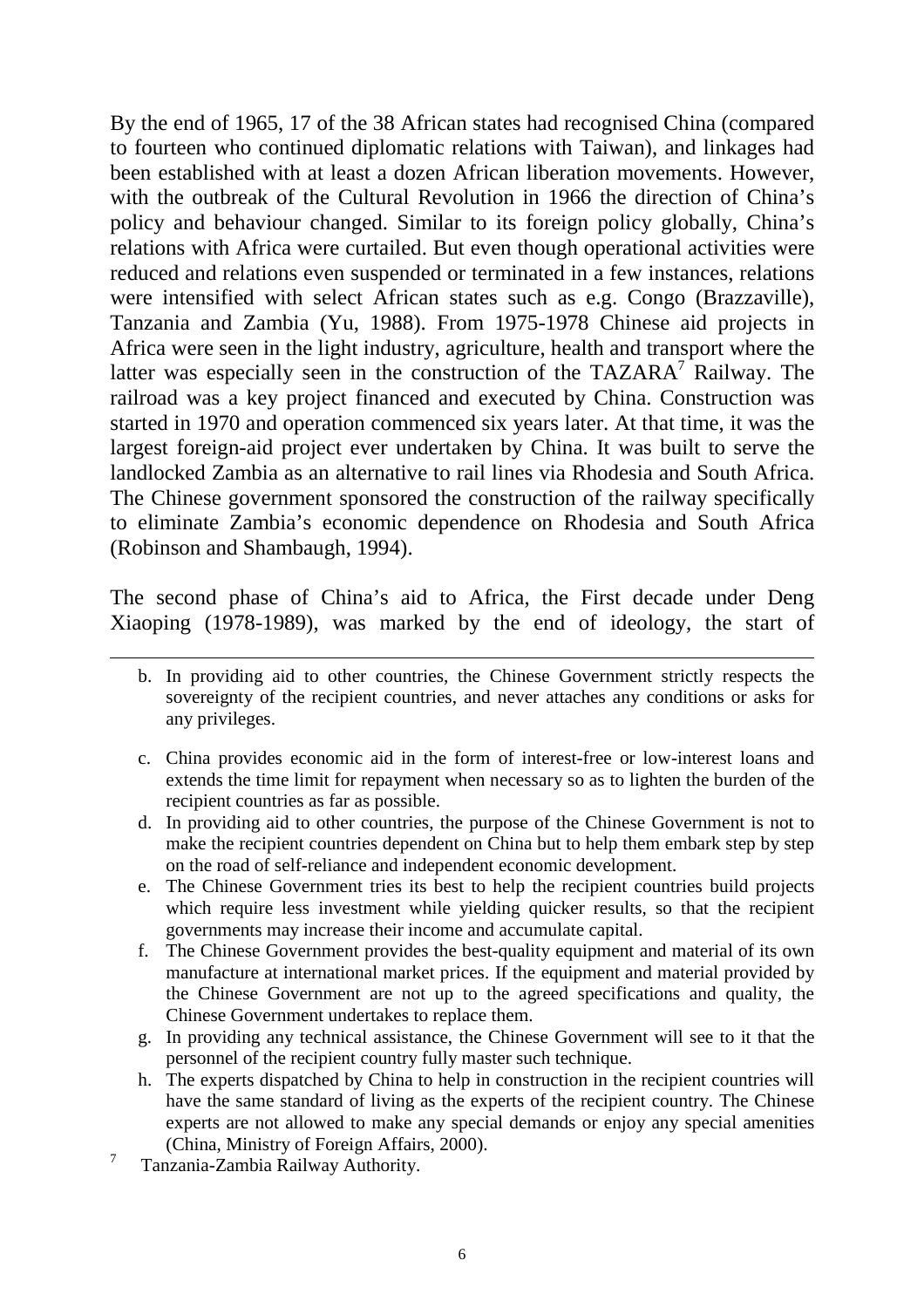By the end of 1965, 17 of the 38 African states had recognised China (compared to fourteen who continued diplomatic relations with Taiwan), and linkages had been established with at least a dozen African liberation movements. However, with the outbreak of the Cultural Revolution in 1966 the direction of China's policy and behaviour changed. Similar to its foreign policy globally, China's relations with Africa were curtailed. But even though operational activities were reduced and relations even suspended or terminated in a few instances, relations were intensified with select African states such as e.g. Congo (Brazzaville), Tanzania and Zambia (Yu, 1988). From 1975-1978 Chinese aid projects in Africa were seen in the light industry, agriculture, health and transport where the latter was especially seen in the construction of the TAZARA[7] Railway. The railroad was a key project financed and executed by China. Construction was started in 1970 and operation commenced six years later. At that time, it was the largest foreign-aid project ever undertaken by China. It was built to serve the landlocked Zambia as an alternative to rail lines via Rhodesia and South Africa. The Chinese government sponsored the construction of the railway specifically to eliminate Zambia's economic dependence on Rhodesia and South Africa (Robinson and Shambaugh, 1994).

The second phase of China's aid to Africa, the First decade under Deng Xiaoping (1978-1989), was marked by the end of ideology, the start of

---

b. In providing aid to other countries, the Chinese Government strictly respects the sovereignty of the recipient countries, and never attaches any conditions or asks for any privileges.

c. China provides economic aid in the form of interest-free or low-interest loans and extends the time limit for repayment when necessary so as to lighten the burden of the recipient countries as far as possible.

d. In providing aid to other countries, the purpose of the Chinese Government is not to make the recipient countries dependent on China but to help them embark step by step on the road of self-reliance and independent economic development.

e. The Chinese Government tries its best to help the recipient countries build projects which require less investment while yielding quicker results, so that the recipient governments may increase their income and accumulate capital.

f. The Chinese Government provides the best-quality equipment and material of its own manufacture at international market prices. If the equipment and material provided by the Chinese Government are not up to the agreed specifications and quality, the Chinese Government undertakes to replace them.

g. In providing any technical assistance, the Chinese Government will see to it that the personnel of the recipient country fully master such technique.

h. The experts dispatched by China to help in construction in the recipient countries will have the same standard of living as the experts of the recipient country. The Chinese experts are not allowed to make any special demands or enjoy any special amenities (China, Ministry of Foreign Affairs, 2000).

[7] Tanzania-Zambia Railway Authority.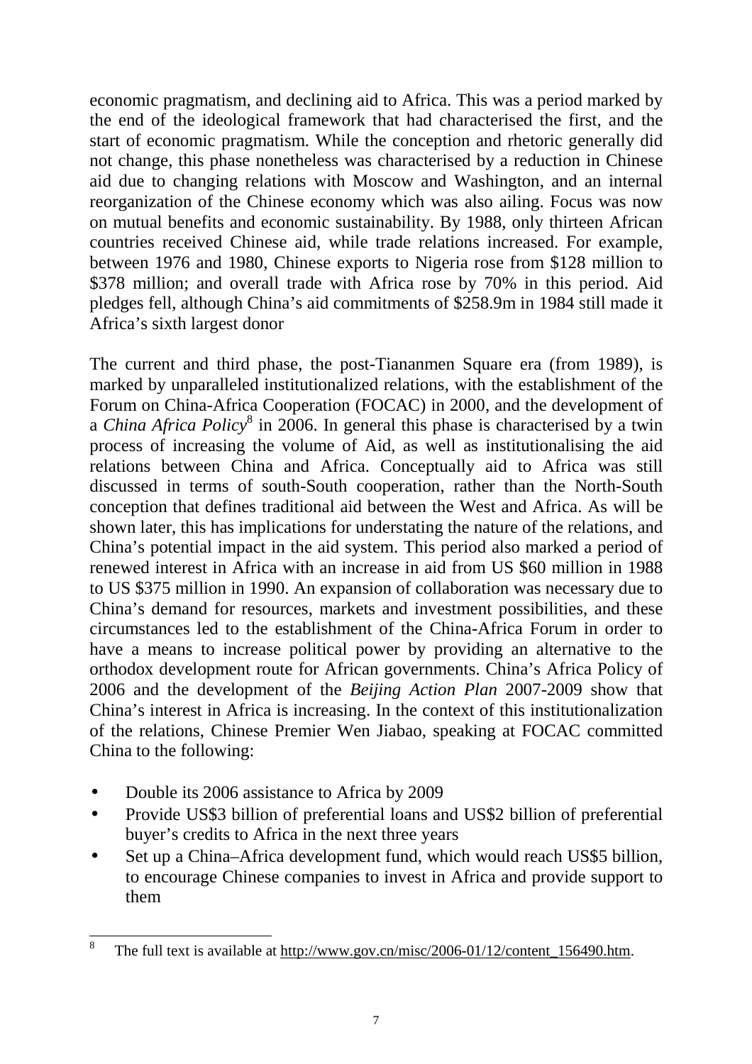economic pragmatism, and declining aid to Africa. This was a period marked by the end of the ideological framework that had characterised the first, and the start of economic pragmatism. While the conception and rhetoric generally did not change, this phase nonetheless was characterised by a reduction in Chinese aid due to changing relations with Moscow and Washington, and an internal reorganization of the Chinese economy which was also ailing. Focus was now on mutual benefits and economic sustainability. By 1988, only thirteen African countries received Chinese aid, while trade relations increased. For example, between 1976 and 1980, Chinese exports to Nigeria rose from $128 million to $378 million; and overall trade with Africa rose by 70% in this period. Aid pledges fell, although China's aid commitments of $258.9m in 1984 still made it Africa's sixth largest donor

The current and third phase, the post-Tiananmen Square era (from 1989), is marked by unparalleled institutionalized relations, with the establishment of the Forum on China-Africa Cooperation (FOCAC) in 2000, and the development of a *China Africa Policy*[8] in 2006. In general this phase is characterised by a twin process of increasing the volume of Aid, as well as institutionalising the aid relations between China and Africa. Conceptually aid to Africa was still discussed in terms of south-South cooperation, rather than the North-South conception that defines traditional aid between the West and Africa. As will be shown later, this has implications for understating the nature of the relations, and China's potential impact in the aid system. This period also marked a period of renewed interest in Africa with an increase in aid from US $60 million in 1988 to US $375 million in 1990. An expansion of collaboration was necessary due to China's demand for resources, markets and investment possibilities, and these circumstances led to the establishment of the China-Africa Forum in order to have a means to increase political power by providing an alternative to the orthodox development route for African governments. China's Africa Policy of 2006 and the development of the *Beijing Action Plan* 2007-2009 show that China's interest in Africa is increasing. In the context of this institutionalization of the relations, Chinese Premier Wen Jiabao, speaking at FOCAC committed China to the following:

- Double its 2006 assistance to Africa by 2009
- Provide US$3 billion of preferential loans and US$2 billion of preferential buyer's credits to Africa in the next three years
- Set up a China–Africa development fund, which would reach US$5 billion, to encourage Chinese companies to invest in Africa and provide support to them

[8] The full text is available at http://www.gov.cn/misc/2006-01/12/content_156490.htm.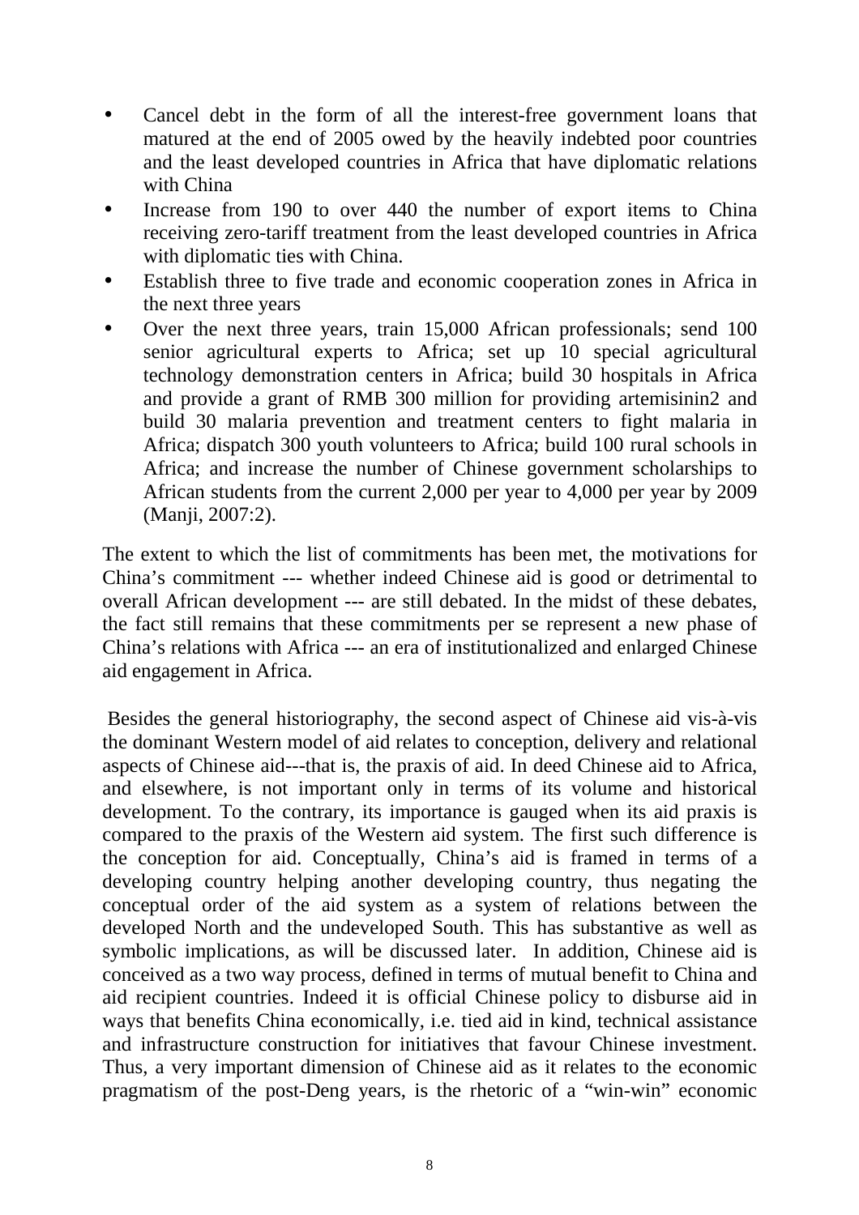- Cancel debt in the form of all the interest-free government loans that matured at the end of 2005 owed by the heavily indebted poor countries and the least developed countries in Africa that have diplomatic relations with China
- Increase from 190 to over 440 the number of export items to China receiving zero-tariff treatment from the least developed countries in Africa with diplomatic ties with China.
- Establish three to five trade and economic cooperation zones in Africa in the next three years
- Over the next three years, train 15,000 African professionals; send 100 senior agricultural experts to Africa; set up 10 special agricultural technology demonstration centers in Africa; build 30 hospitals in Africa and provide a grant of RMB 300 million for providing artemisinin2 and build 30 malaria prevention and treatment centers to fight malaria in Africa; dispatch 300 youth volunteers to Africa; build 100 rural schools in Africa; and increase the number of Chinese government scholarships to African students from the current 2,000 per year to 4,000 per year by 2009 (Manji, 2007:2).

The extent to which the list of commitments has been met, the motivations for China's commitment --- whether indeed Chinese aid is good or detrimental to overall African development --- are still debated. In the midst of these debates, the fact still remains that these commitments per se represent a new phase of China's relations with Africa --- an era of institutionalized and enlarged Chinese aid engagement in Africa.

Besides the general historiography, the second aspect of Chinese aid vis-à-vis the dominant Western model of aid relates to conception, delivery and relational aspects of Chinese aid---that is, the praxis of aid. In deed Chinese aid to Africa, and elsewhere, is not important only in terms of its volume and historical development. To the contrary, its importance is gauged when its aid praxis is compared to the praxis of the Western aid system. The first such difference is the conception for aid. Conceptually, China's aid is framed in terms of a developing country helping another developing country, thus negating the conceptual order of the aid system as a system of relations between the developed North and the undeveloped South. This has substantive as well as symbolic implications, as will be discussed later. In addition, Chinese aid is conceived as a two way process, defined in terms of mutual benefit to China and aid recipient countries. Indeed it is official Chinese policy to disburse aid in ways that benefits China economically, i.e. tied aid in kind, technical assistance and infrastructure construction for initiatives that favour Chinese investment. Thus, a very important dimension of Chinese aid as it relates to the economic pragmatism of the post-Deng years, is the rhetoric of a "win-win" economic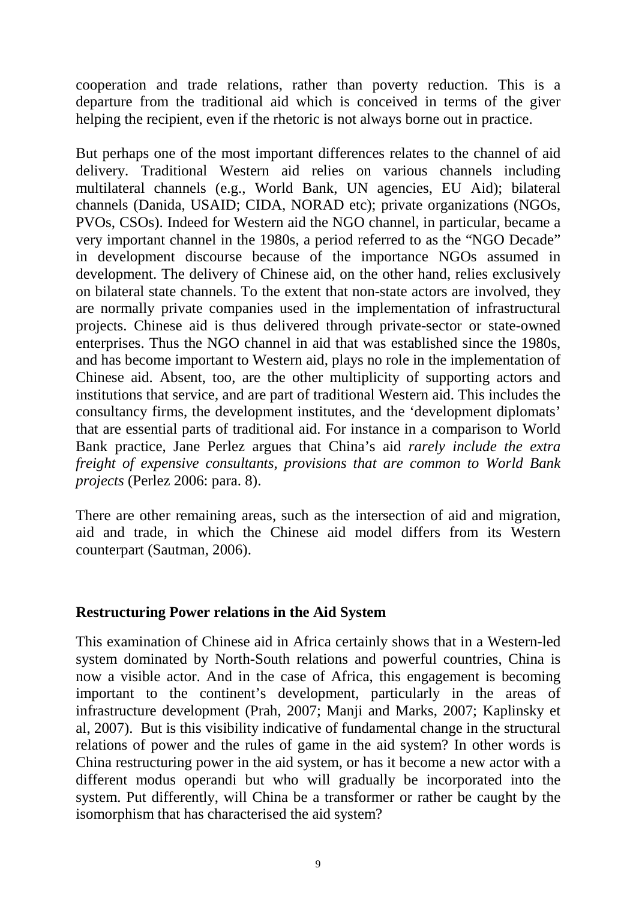cooperation and trade relations, rather than poverty reduction. This is a departure from the traditional aid which is conceived in terms of the giver helping the recipient, even if the rhetoric is not always borne out in practice.

But perhaps one of the most important differences relates to the channel of aid delivery. Traditional Western aid relies on various channels including multilateral channels (e.g., World Bank, UN agencies, EU Aid); bilateral channels (Danida, USAID; CIDA, NORAD etc); private organizations (NGOs, PVOs, CSOs). Indeed for Western aid the NGO channel, in particular, became a very important channel in the 1980s, a period referred to as the "NGO Decade" in development discourse because of the importance NGOs assumed in development. The delivery of Chinese aid, on the other hand, relies exclusively on bilateral state channels. To the extent that non-state actors are involved, they are normally private companies used in the implementation of infrastructural projects. Chinese aid is thus delivered through private-sector or state-owned enterprises. Thus the NGO channel in aid that was established since the 1980s, and has become important to Western aid, plays no role in the implementation of Chinese aid. Absent, too, are the other multiplicity of supporting actors and institutions that service, and are part of traditional Western aid. This includes the consultancy firms, the development institutes, and the 'development diplomats' that are essential parts of traditional aid. For instance in a comparison to World Bank practice, Jane Perlez argues that China's aid *rarely include the extra freight of expensive consultants, provisions that are common to World Bank projects* (Perlez 2006: para. 8).

There are other remaining areas, such as the intersection of aid and migration, aid and trade, in which the Chinese aid model differs from its Western counterpart (Sautman, 2006).

## Restructuring Power relations in the Aid System

This examination of Chinese aid in Africa certainly shows that in a Western-led system dominated by North-South relations and powerful countries, China is now a visible actor. And in the case of Africa, this engagement is becoming important to the continent's development, particularly in the areas of infrastructure development (Prah, 2007; Manji and Marks, 2007; Kaplinsky et al, 2007). But is this visibility indicative of fundamental change in the structural relations of power and the rules of game in the aid system? In other words is China restructuring power in the aid system, or has it become a new actor with a different modus operandi but who will gradually be incorporated into the system. Put differently, will China be a transformer or rather be caught by the isomorphism that has characterised the aid system?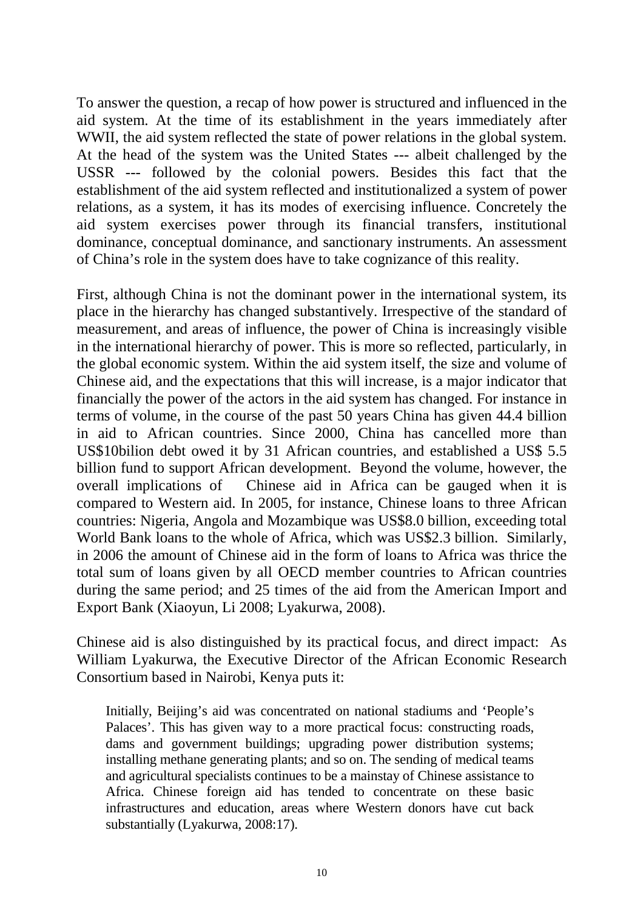To answer the question, a recap of how power is structured and influenced in the aid system. At the time of its establishment in the years immediately after WWII, the aid system reflected the state of power relations in the global system. At the head of the system was the United States --- albeit challenged by the USSR --- followed by the colonial powers. Besides this fact that the establishment of the aid system reflected and institutionalized a system of power relations, as a system, it has its modes of exercising influence. Concretely the aid system exercises power through its financial transfers, institutional dominance, conceptual dominance, and sanctionary instruments. An assessment of China's role in the system does have to take cognizance of this reality.

First, although China is not the dominant power in the international system, its place in the hierarchy has changed substantively. Irrespective of the standard of measurement, and areas of influence, the power of China is increasingly visible in the international hierarchy of power. This is more so reflected, particularly, in the global economic system. Within the aid system itself, the size and volume of Chinese aid, and the expectations that this will increase, is a major indicator that financially the power of the actors in the aid system has changed. For instance in terms of volume, in the course of the past 50 years China has given 44.4 billion in aid to African countries. Since 2000, China has cancelled more than US$10bilion debt owed it by 31 African countries, and established a US$ 5.5 billion fund to support African development. Beyond the volume, however, the overall implications of Chinese aid in Africa can be gauged when it is compared to Western aid. In 2005, for instance, Chinese loans to three African countries: Nigeria, Angola and Mozambique was US$8.0 billion, exceeding total World Bank loans to the whole of Africa, which was US$2.3 billion. Similarly, in 2006 the amount of Chinese aid in the form of loans to Africa was thrice the total sum of loans given by all OECD member countries to African countries during the same period; and 25 times of the aid from the American Import and Export Bank (Xiaoyun, Li 2008; Lyakurwa, 2008).

Chinese aid is also distinguished by its practical focus, and direct impact: As William Lyakurwa, the Executive Director of the African Economic Research Consortium based in Nairobi, Kenya puts it:

> Initially, Beijing's aid was concentrated on national stadiums and 'People's Palaces'. This has given way to a more practical focus: constructing roads, dams and government buildings; upgrading power distribution systems; installing methane generating plants; and so on. The sending of medical teams and agricultural specialists continues to be a mainstay of Chinese assistance to Africa. Chinese foreign aid has tended to concentrate on these basic infrastructures and education, areas where Western donors have cut back substantially (Lyakurwa, 2008:17).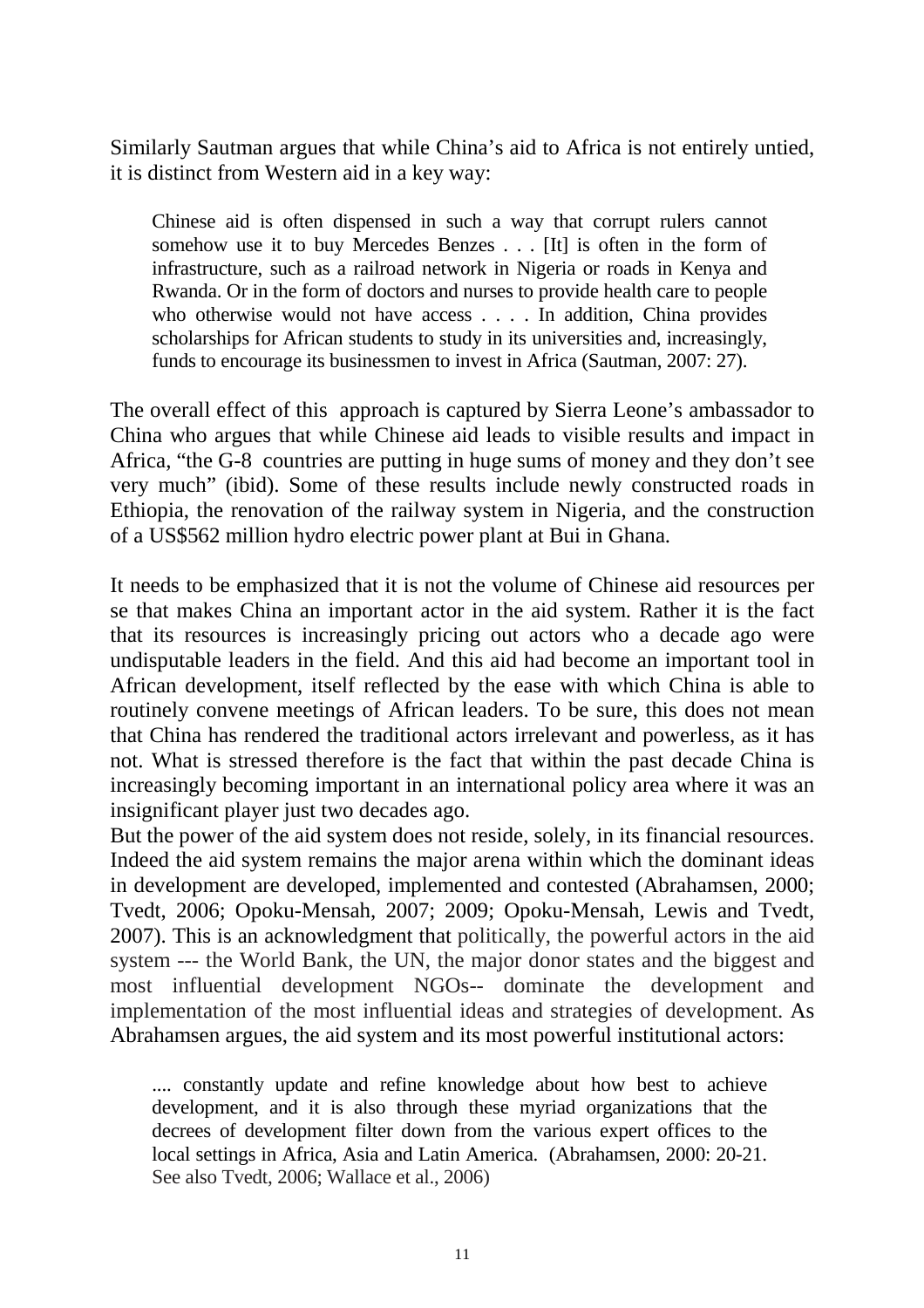Similarly Sautman argues that while China's aid to Africa is not entirely untied, it is distinct from Western aid in a key way:

> Chinese aid is often dispensed in such a way that corrupt rulers cannot somehow use it to buy Mercedes Benzes . . . [It] is often in the form of infrastructure, such as a railroad network in Nigeria or roads in Kenya and Rwanda. Or in the form of doctors and nurses to provide health care to people who otherwise would not have access . . . . In addition, China provides scholarships for African students to study in its universities and, increasingly, funds to encourage its businessmen to invest in Africa (Sautman, 2007: 27).

The overall effect of this approach is captured by Sierra Leone's ambassador to China who argues that while Chinese aid leads to visible results and impact in Africa, "the G-8 countries are putting in huge sums of money and they don't see very much" (ibid). Some of these results include newly constructed roads in Ethiopia, the renovation of the railway system in Nigeria, and the construction of a US$562 million hydro electric power plant at Bui in Ghana.

It needs to be emphasized that it is not the volume of Chinese aid resources per se that makes China an important actor in the aid system. Rather it is the fact that its resources is increasingly pricing out actors who a decade ago were undisputable leaders in the field. And this aid had become an important tool in African development, itself reflected by the ease with which China is able to routinely convene meetings of African leaders. To be sure, this does not mean that China has rendered the traditional actors irrelevant and powerless, as it has not. What is stressed therefore is the fact that within the past decade China is increasingly becoming important in an international policy area where it was an insignificant player just two decades ago.

But the power of the aid system does not reside, solely, in its financial resources. Indeed the aid system remains the major arena within which the dominant ideas in development are developed, implemented and contested (Abrahamsen, 2000; Tvedt, 2006; Opoku-Mensah, 2007; 2009; Opoku-Mensah, Lewis and Tvedt, 2007). This is an acknowledgment that politically, the powerful actors in the aid system --- the World Bank, the UN, the major donor states and the biggest and most influential development NGOs-- dominate the development and implementation of the most influential ideas and strategies of development. As Abrahamsen argues, the aid system and its most powerful institutional actors:

> .... constantly update and refine knowledge about how best to achieve development, and it is also through these myriad organizations that the decrees of development filter down from the various expert offices to the local settings in Africa, Asia and Latin America. (Abrahamsen, 2000: 20-21. See also Tvedt, 2006; Wallace et al., 2006)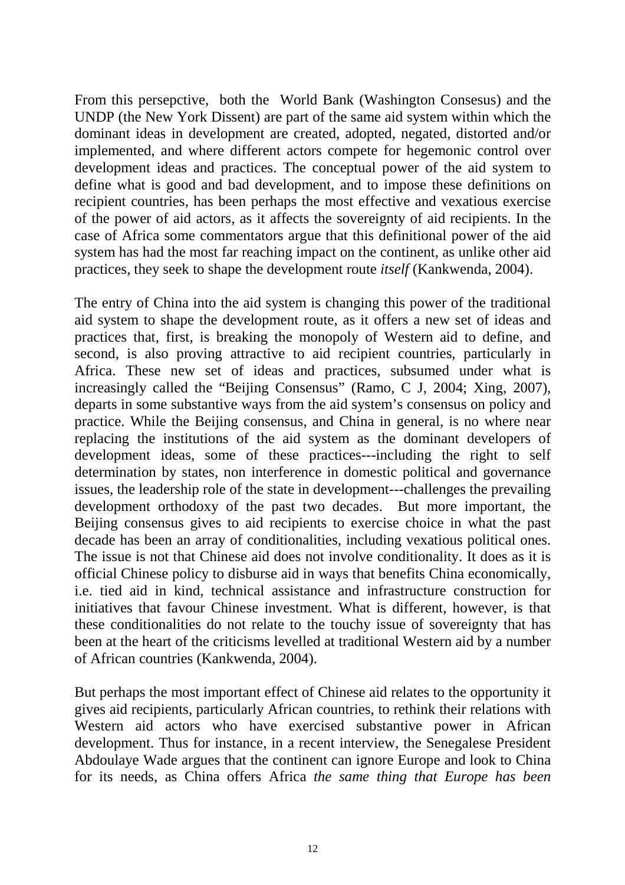From this persepctive, both the World Bank (Washington Consesus) and the UNDP (the New York Dissent) are part of the same aid system within which the dominant ideas in development are created, adopted, negated, distorted and/or implemented, and where different actors compete for hegemonic control over development ideas and practices. The conceptual power of the aid system to define what is good and bad development, and to impose these definitions on recipient countries, has been perhaps the most effective and vexatious exercise of the power of aid actors, as it affects the sovereignty of aid recipients. In the case of Africa some commentators argue that this definitional power of the aid system has had the most far reaching impact on the continent, as unlike other aid practices, they seek to shape the development route *itself* (Kankwenda, 2004).

The entry of China into the aid system is changing this power of the traditional aid system to shape the development route, as it offers a new set of ideas and practices that, first, is breaking the monopoly of Western aid to define, and second, is also proving attractive to aid recipient countries, particularly in Africa. These new set of ideas and practices, subsumed under what is increasingly called the "Beijing Consensus" (Ramo, C J, 2004; Xing, 2007), departs in some substantive ways from the aid system's consensus on policy and practice. While the Beijing consensus, and China in general, is no where near replacing the institutions of the aid system as the dominant developers of development ideas, some of these practices---including the right to self determination by states, non interference in domestic political and governance issues, the leadership role of the state in development---challenges the prevailing development orthodoxy of the past two decades. But more important, the Beijing consensus gives to aid recipients to exercise choice in what the past decade has been an array of conditionalities, including vexatious political ones. The issue is not that Chinese aid does not involve conditionality. It does as it is official Chinese policy to disburse aid in ways that benefits China economically, i.e. tied aid in kind, technical assistance and infrastructure construction for initiatives that favour Chinese investment. What is different, however, is that these conditionalities do not relate to the touchy issue of sovereignty that has been at the heart of the criticisms levelled at traditional Western aid by a number of African countries (Kankwenda, 2004).

But perhaps the most important effect of Chinese aid relates to the opportunity it gives aid recipients, particularly African countries, to rethink their relations with Western aid actors who have exercised substantive power in African development. Thus for instance, in a recent interview, the Senegalese President Abdoulaye Wade argues that the continent can ignore Europe and look to China for its needs, as China offers Africa *the same thing that Europe has been*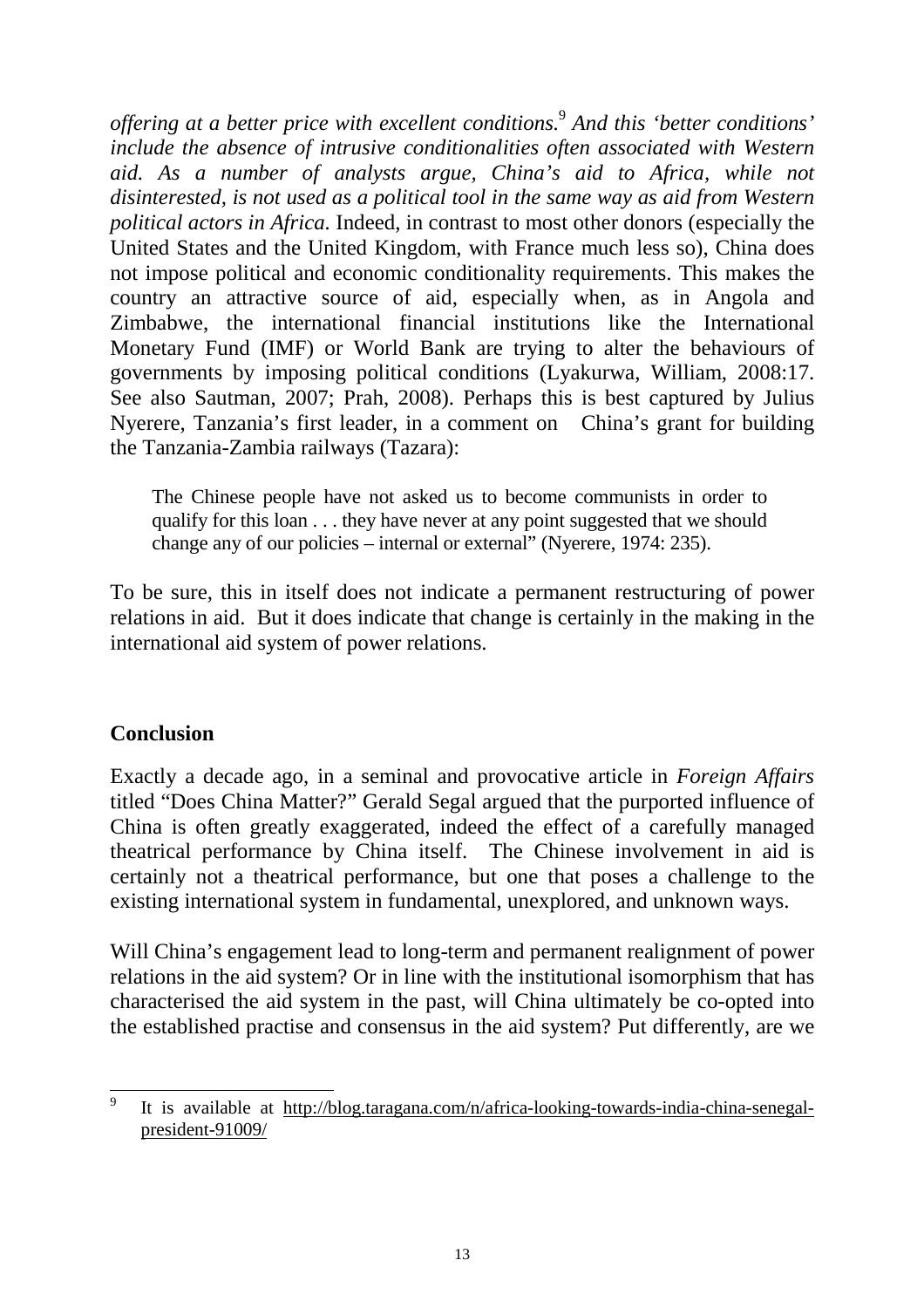*offering at a better price with excellent conditions.*[9] *And this 'better conditions' include the absence of intrusive conditionalities often associated with Western aid. As a number of analysts argue, China's aid to Africa, while not disinterested, is not used as a political tool in the same way as aid from Western political actors in Africa.* Indeed, in contrast to most other donors (especially the United States and the United Kingdom, with France much less so), China does not impose political and economic conditionality requirements. This makes the country an attractive source of aid, especially when, as in Angola and Zimbabwe, the international financial institutions like the International Monetary Fund (IMF) or World Bank are trying to alter the behaviours of governments by imposing political conditions (Lyakurwa, William, 2008:17. See also Sautman, 2007; Prah, 2008). Perhaps this is best captured by Julius Nyerere, Tanzania's first leader, in a comment on China's grant for building the Tanzania-Zambia railways (Tazara):

> The Chinese people have not asked us to become communists in order to qualify for this loan . . . they have never at any point suggested that we should change any of our policies – internal or external" (Nyerere, 1974: 235).

To be sure, this in itself does not indicate a permanent restructuring of power relations in aid. But it does indicate that change is certainly in the making in the international aid system of power relations.

## Conclusion

Exactly a decade ago, in a seminal and provocative article in *Foreign Affairs* titled "Does China Matter?" Gerald Segal argued that the purported influence of China is often greatly exaggerated, indeed the effect of a carefully managed theatrical performance by China itself. The Chinese involvement in aid is certainly not a theatrical performance, but one that poses a challenge to the existing international system in fundamental, unexplored, and unknown ways.

Will China's engagement lead to long-term and permanent realignment of power relations in the aid system? Or in line with the institutional isomorphism that has characterised the aid system in the past, will China ultimately be co-opted into the established practise and consensus in the aid system? Put differently, are we

[9] It is available at http://blog.taragana.com/n/africa-looking-towards-india-china-senegal-president-91009/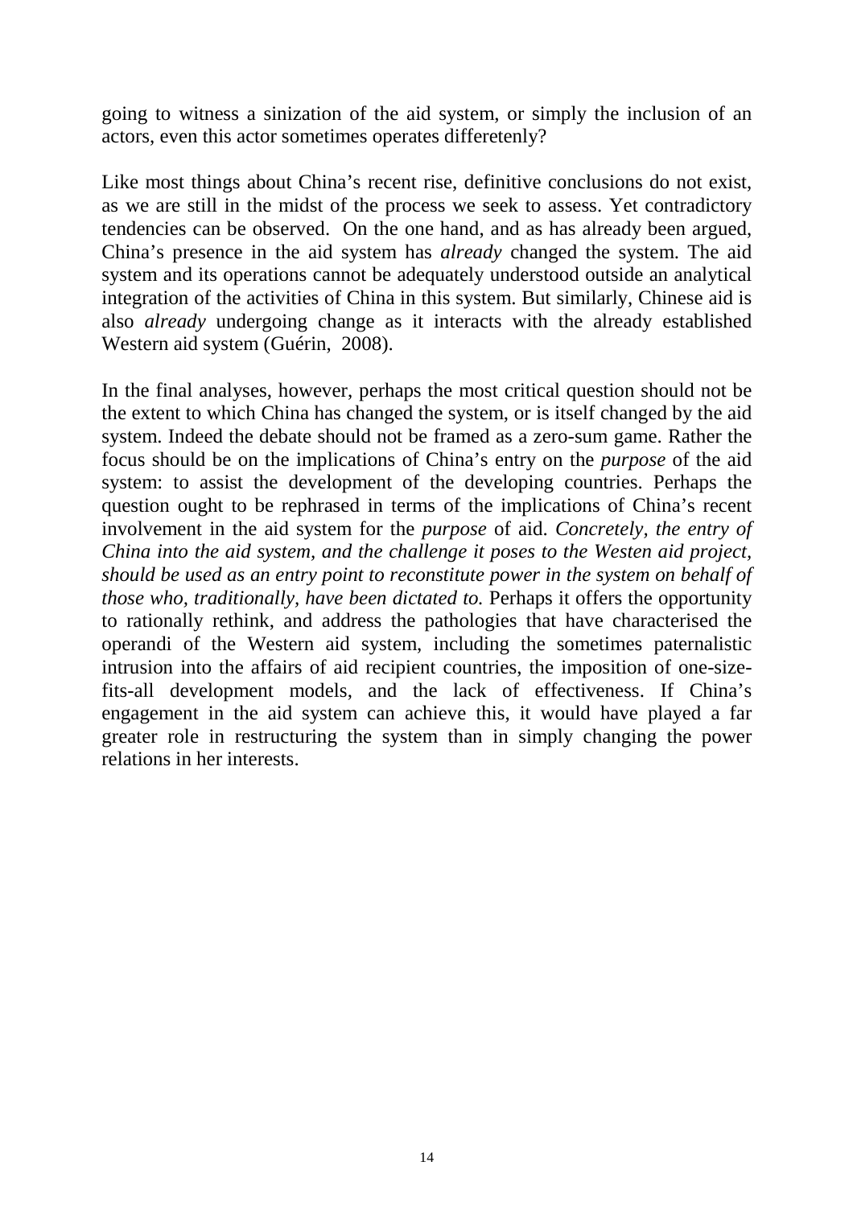going to witness a sinization of the aid system, or simply the inclusion of an actors, even this actor sometimes operates differetenly?

Like most things about China's recent rise, definitive conclusions do not exist, as we are still in the midst of the process we seek to assess. Yet contradictory tendencies can be observed. On the one hand, and as has already been argued, China's presence in the aid system has *already* changed the system. The aid system and its operations cannot be adequately understood outside an analytical integration of the activities of China in this system. But similarly, Chinese aid is also *already* undergoing change as it interacts with the already established Western aid system (Guérin, 2008).

In the final analyses, however, perhaps the most critical question should not be the extent to which China has changed the system, or is itself changed by the aid system. Indeed the debate should not be framed as a zero-sum game. Rather the focus should be on the implications of China's entry on the *purpose* of the aid system: to assist the development of the developing countries. Perhaps the question ought to be rephrased in terms of the implications of China's recent involvement in the aid system for the *purpose* of aid. *Concretely, the entry of China into the aid system, and the challenge it poses to the Westen aid project, should be used as an entry point to reconstitute power in the system on behalf of those who, traditionally, have been dictated to.* Perhaps it offers the opportunity to rationally rethink, and address the pathologies that have characterised the operandi of the Western aid system, including the sometimes paternalistic intrusion into the affairs of aid recipient countries, the imposition of one-size-fits-all development models, and the lack of effectiveness. If China's engagement in the aid system can achieve this, it would have played a far greater role in restructuring the system than in simply changing the power relations in her interests.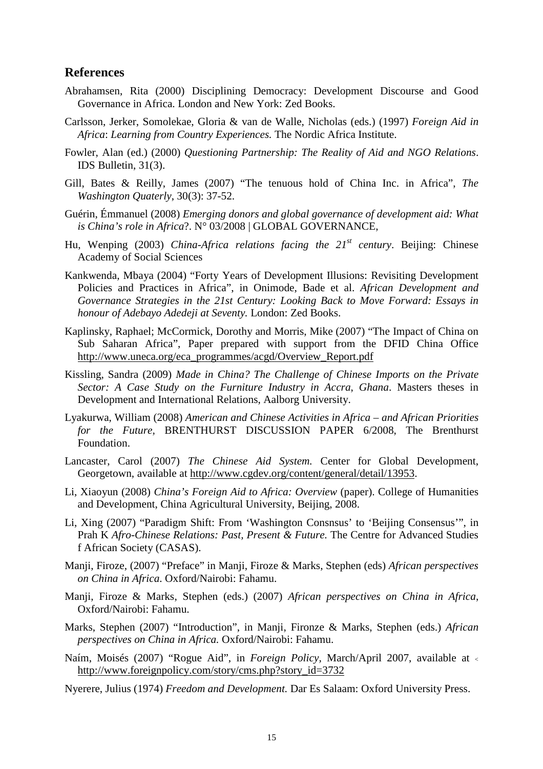## References

Abrahamsen, Rita (2000) Disciplining Democracy: Development Discourse and Good Governance in Africa. London and New York: Zed Books.

Carlsson, Jerker, Somolekae, Gloria & van de Walle, Nicholas (eds.) (1997) *Foreign Aid in Africa*: *Learning from Country Experiences.* The Nordic Africa Institute.

Fowler, Alan (ed.) (2000) *Questioning Partnership: The Reality of Aid and NGO Relations*. IDS Bulletin, 31(3).

Gill, Bates & Reilly, James (2007) "The tenuous hold of China Inc. in Africa", *The Washington Quaterly*, 30(3): 37-52.

Guérin, Émmanuel (2008) *Emerging donors and global governance of development aid: What is China's role in Africa*?. N° 03/2008 | GLOBAL GOVERNANCE,

Hu, Wenping (2003) *China-Africa relations facing the 21st century*. Beijing: Chinese Academy of Social Sciences

Kankwenda, Mbaya (2004) "Forty Years of Development Illusions: Revisiting Development Policies and Practices in Africa", in Onimode, Bade et al. *African Development and Governance Strategies in the 21st Century: Looking Back to Move Forward: Essays in honour of Adebayo Adedeji at Seventy.* London: Zed Books.

Kaplinsky, Raphael; McCormick, Dorothy and Morris, Mike (2007) "The Impact of China on Sub Saharan Africa", Paper prepared with support from the DFID China Office http://www.uneca.org/eca_programmes/acgd/Overview_Report.pdf

Kissling, Sandra (2009) *Made in China? The Challenge of Chinese Imports on the Private Sector: A Case Study on the Furniture Industry in Accra, Ghana*. Masters theses in Development and International Relations, Aalborg University.

Lyakurwa, William (2008) *American and Chinese Activities in Africa – and African Priorities for the Future,* BRENTHURST DISCUSSION PAPER 6/2008, The Brenthurst Foundation.

Lancaster, Carol (2007) *The Chinese Aid System.* Center for Global Development, Georgetown, available at http://www.cgdev.org/content/general/detail/13953.

Li, Xiaoyun (2008) *China's Foreign Aid to Africa: Overview* (paper). College of Humanities and Development, China Agricultural University, Beijing, 2008.

Li, Xing (2007) "Paradigm Shift: From 'Washington Consnsus' to 'Beijing Consensus'", in Prah K *Afro-Chinese Relations: Past, Present & Future.* The Centre for Advanced Studies f African Society (CASAS).

Manji, Firoze, (2007) "Preface" in Manji, Firoze & Marks, Stephen (eds) *African perspectives on China in Africa*. Oxford/Nairobi: Fahamu.

Manji, Firoze & Marks, Stephen (eds.) (2007) *African perspectives on China in Africa*, Oxford/Nairobi: Fahamu.

Marks, Stephen (2007) "Introduction", in Manji, Fironze & Marks, Stephen (eds.) *African perspectives on China in Africa.* Oxford/Nairobi: Fahamu.

Naím, Moisés (2007) "Rogue Aid", in *Foreign Policy*, March/April 2007, available at < http://www.foreignpolicy.com/story/cms.php?story_id=3732

Nyerere, Julius (1974) *Freedom and Development.* Dar Es Salaam: Oxford University Press.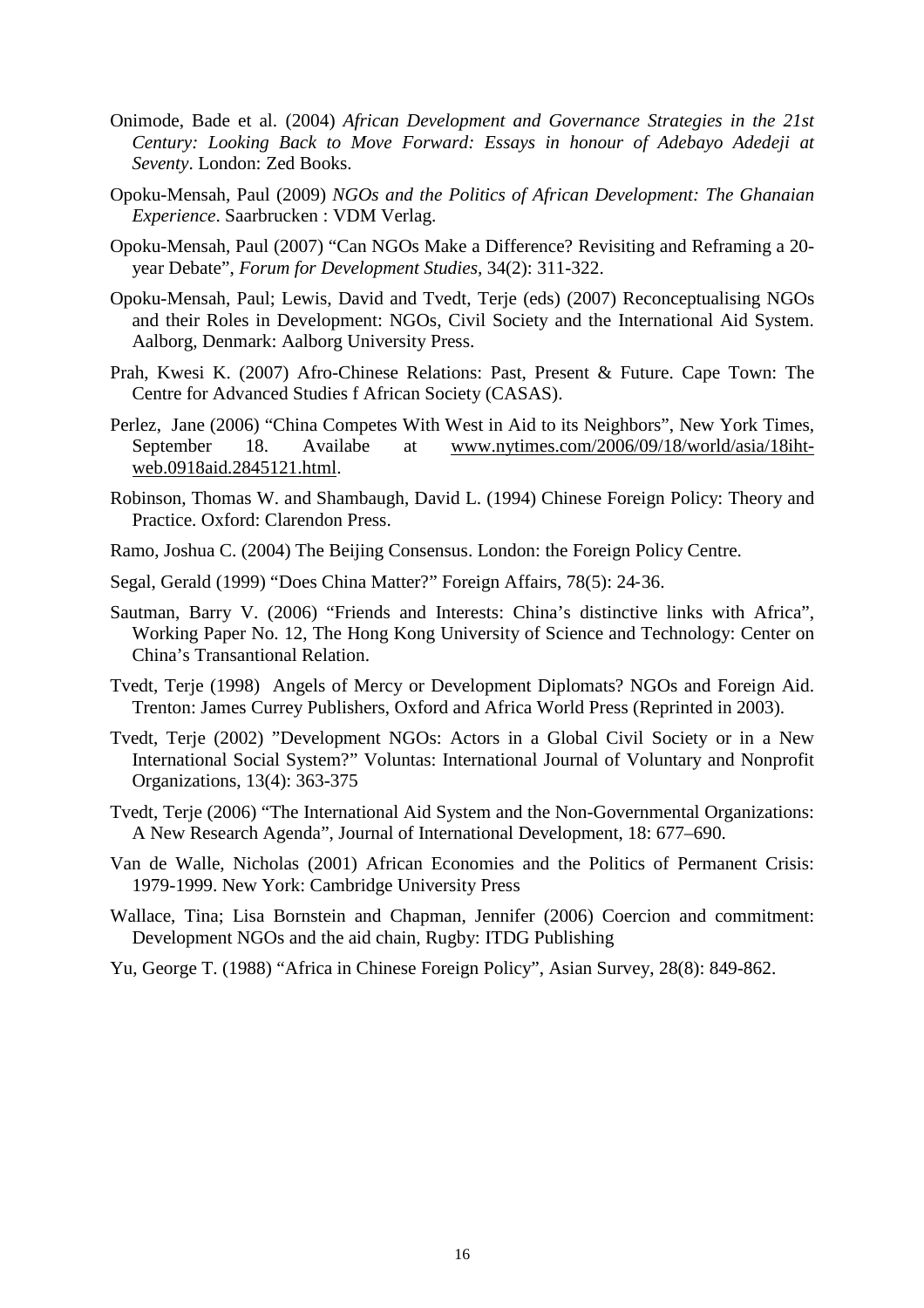Onimode, Bade et al. (2004) *African Development and Governance Strategies in the 21st Century: Looking Back to Move Forward: Essays in honour of Adebayo Adedeji at Seventy*. London: Zed Books.

Opoku-Mensah, Paul (2009) *NGOs and the Politics of African Development: The Ghanaian Experience*. Saarbrucken : VDM Verlag.

Opoku-Mensah, Paul (2007) "Can NGOs Make a Difference? Revisiting and Reframing a 20-year Debate", *Forum for Development Studies,* 34(2): 311-322.

Opoku-Mensah, Paul; Lewis, David and Tvedt, Terje (eds) (2007) Reconceptualising NGOs and their Roles in Development: NGOs, Civil Society and the International Aid System. Aalborg, Denmark: Aalborg University Press.

Prah, Kwesi K. (2007) Afro-Chinese Relations: Past, Present & Future. Cape Town: The Centre for Advanced Studies f African Society (CASAS).

Perlez, Jane (2006) "China Competes With West in Aid to its Neighbors", New York Times, September 18. Availabe at www.nytimes.com/2006/09/18/world/asia/18iht-web.0918aid.2845121.html.

Robinson, Thomas W. and Shambaugh, David L. (1994) Chinese Foreign Policy: Theory and Practice. Oxford: Clarendon Press.

Ramo, Joshua C. (2004) The Beijing Consensus. London: the Foreign Policy Centre.

Segal, Gerald (1999) "Does China Matter?" Foreign Affairs, 78(5): 24-36.

Sautman, Barry V. (2006) "Friends and Interests: China's distinctive links with Africa", Working Paper No. 12, The Hong Kong University of Science and Technology: Center on China's Transantional Relation.

Tvedt, Terje (1998) Angels of Mercy or Development Diplomats? NGOs and Foreign Aid. Trenton: James Currey Publishers, Oxford and Africa World Press (Reprinted in 2003).

Tvedt, Terje (2002) "Development NGOs: Actors in a Global Civil Society or in a New International Social System?" Voluntas: International Journal of Voluntary and Nonprofit Organizations, 13(4): 363-375

Tvedt, Terje (2006) "The International Aid System and the Non-Governmental Organizations: A New Research Agenda", Journal of International Development, 18: 677–690.

Van de Walle, Nicholas (2001) African Economies and the Politics of Permanent Crisis: 1979-1999. New York: Cambridge University Press

Wallace, Tina; Lisa Bornstein and Chapman, Jennifer (2006) Coercion and commitment: Development NGOs and the aid chain, Rugby: ITDG Publishing

Yu, George T. (1988) "Africa in Chinese Foreign Policy", Asian Survey, 28(8): 849-862.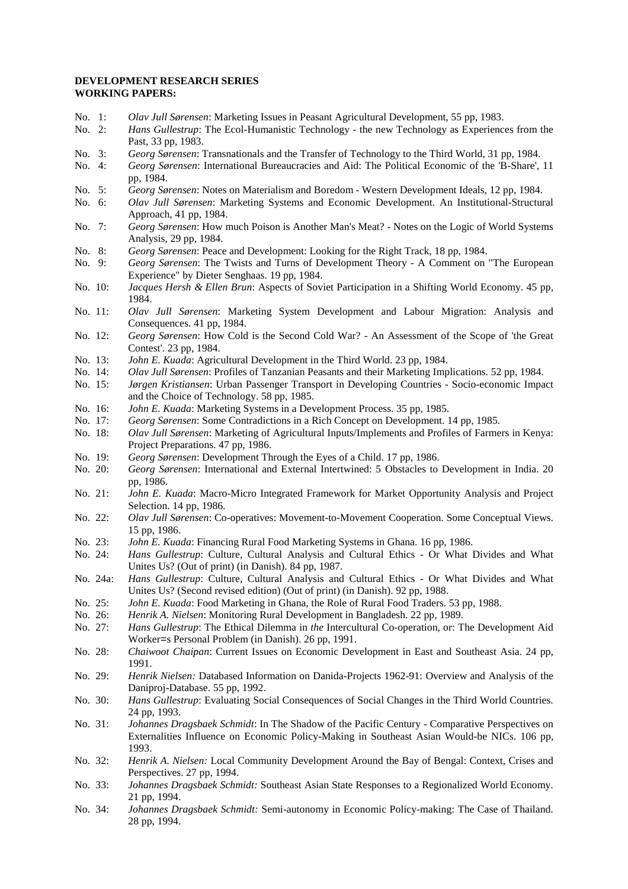**DEVELOPMENT RESEARCH SERIES**
**WORKING PAPERS:**

No. 1: *Olav Jull Sørensen*: Marketing Issues in Peasant Agricultural Development, 55 pp, 1983.

No. 2: *Hans Gullestrup*: The Ecol-Humanistic Technology - the new Technology as Experiences from the Past, 33 pp, 1983.

No. 3: *Georg Sørensen*: Transnationals and the Transfer of Technology to the Third World, 31 pp, 1984.

No. 4: *Georg Sørensen*: International Bureaucracies and Aid: The Political Economic of the 'B-Share', 11 pp, 1984.

No. 5: *Georg Sørensen*: Notes on Materialism and Boredom - Western Development Ideals, 12 pp, 1984.

No. 6: *Olav Jull Sørensen*: Marketing Systems and Economic Development. An Institutional-Structural Approach, 41 pp, 1984.

No. 7: *Georg Sørensen*: How much Poison is Another Man's Meat? - Notes on the Logic of World Systems Analysis, 29 pp, 1984.

No. 8: *Georg Sørensen*: Peace and Development: Looking for the Right Track, 18 pp, 1984.

No. 9: *Georg Sørensen*: The Twists and Turns of Development Theory - A Comment on "The European Experience" by Dieter Senghaas. 19 pp, 1984.

No. 10: *Jacques Hersh & Ellen Brun*: Aspects of Soviet Participation in a Shifting World Economy. 45 pp, 1984.

No. 11: *Olav Jull Sørensen*: Marketing System Development and Labour Migration: Analysis and Consequences. 41 pp, 1984.

No. 12: *Georg Sørensen*: How Cold is the Second Cold War? - An Assessment of the Scope of 'the Great Contest'. 23 pp, 1984.

No. 13: *John E. Kuada*: Agricultural Development in the Third World. 23 pp, 1984.

No. 14: *Olav Jull Sørensen*: Profiles of Tanzanian Peasants and their Marketing Implications. 52 pp, 1984.

No. 15: *Jørgen Kristiansen*: Urban Passenger Transport in Developing Countries - Socio-economic Impact and the Choice of Technology. 58 pp, 1985.

No. 16: *John E. Kuada*: Marketing Systems in a Development Process. 35 pp, 1985.

No. 17: *Georg Sørensen*: Some Contradictions in a Rich Concept on Development. 14 pp, 1985.

No. 18: *Olav Jull Sørensen*: Marketing of Agricultural Inputs/Implements and Profiles of Farmers in Kenya: Project Preparations. 47 pp, 1986.

No. 19: *Georg Sørensen*: Development Through the Eyes of a Child. 17 pp, 1986.

No. 20: *Georg Sørensen*: International and External Intertwined: 5 Obstacles to Development in India. 20 pp, 1986.

No. 21: *John E. Kuada*: Macro-Micro Integrated Framework for Market Opportunity Analysis and Project Selection. 14 pp, 1986.

No. 22: *Olav Jull Sørensen*: Co-operatives: Movement-to-Movement Cooperation. Some Conceptual Views. 15 pp, 1986.

No. 23: *John E. Kuada*: Financing Rural Food Marketing Systems in Ghana. 16 pp, 1986.

No. 24: *Hans Gullestrup*: Culture, Cultural Analysis and Cultural Ethics - Or What Divides and What Unites Us? (Out of print) (in Danish). 84 pp, 1987.

No. 24a: *Hans Gullestrup*: Culture, Cultural Analysis and Cultural Ethics - Or What Divides and What Unites Us? (Second revised edition) (Out of print) (in Danish). 92 pp, 1988.

No. 25: *John E. Kuada*: Food Marketing in Ghana, the Role of Rural Food Traders. 53 pp, 1988.

No. 26: *Henrik A. Nielsen*: Monitoring Rural Development in Bangladesh. 22 pp, 1989.

No. 27: *Hans Gullestrup*: The Ethical Dilemma in *the* Intercultural Co-operation, or: The Development Aid Worker=s Personal Problem (in Danish). 26 pp, 1991.

No. 28: *Chaiwoot Chaipan*: Current Issues on Economic Development in East and Southeast Asia. 24 pp, 1991.

No. 29: *Henrik Nielsen:* Databased Information on Danida-Projects 1962-91: Overview and Analysis of the Daniproj-Database. 55 pp, 1992.

No. 30: *Hans Gullestrup*: Evaluating Social Consequences of Social Changes in the Third World Countries. 24 pp, 1993.

No. 31: *Johannes Dragsbaek Schmidt*: In The Shadow of the Pacific Century - Comparative Perspectives on Externalities Influence on Economic Policy-Making in Southeast Asian Would-be NICs. 106 pp, 1993.

No. 32: *Henrik A. Nielsen:* Local Community Development Around the Bay of Bengal: Context, Crises and Perspectives. 27 pp, 1994.

No. 33: *Johannes Dragsbaek Schmidt:* Southeast Asian State Responses to a Regionalized World Economy. 21 pp, 1994.

No. 34: *Johannes Dragsbaek Schmidt:* Semi-autonomy in Economic Policy-making: The Case of Thailand. 28 pp, 1994.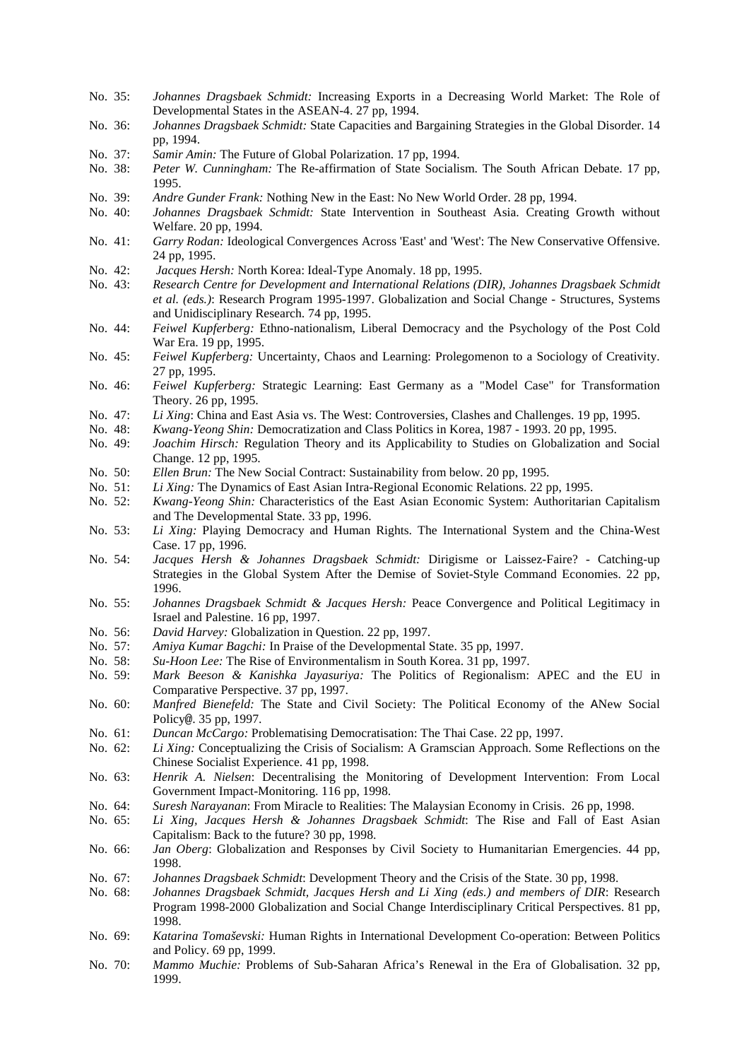No. 35: *Johannes Dragsbaek Schmidt:* Increasing Exports in a Decreasing World Market: The Role of Developmental States in the ASEAN-4. 27 pp, 1994.

No. 36: *Johannes Dragsbaek Schmidt:* State Capacities and Bargaining Strategies in the Global Disorder. 14 pp, 1994.

No. 37: *Samir Amin:* The Future of Global Polarization. 17 pp, 1994.

No. 38: *Peter W. Cunningham:* The Re-affirmation of State Socialism. The South African Debate. 17 pp, 1995.

No. 39: *Andre Gunder Frank:* Nothing New in the East: No New World Order. 28 pp, 1994.

No. 40: *Johannes Dragsbaek Schmidt:* State Intervention in Southeast Asia. Creating Growth without Welfare. 20 pp, 1994.

No. 41: *Garry Rodan:* Ideological Convergences Across 'East' and 'West': The New Conservative Offensive. 24 pp, 1995.

No. 42: *Jacques Hersh:* North Korea: Ideal-Type Anomaly. 18 pp, 1995.

No. 43: *Research Centre for Development and International Relations (DIR), Johannes Dragsbaek Schmidt et al. (eds.)*: Research Program 1995-1997. Globalization and Social Change - Structures, Systems and Unidisciplinary Research. 74 pp, 1995.

No. 44: *Feiwel Kupferberg:* Ethno-nationalism, Liberal Democracy and the Psychology of the Post Cold War Era. 19 pp, 1995.

No. 45: *Feiwel Kupferberg:* Uncertainty, Chaos and Learning: Prolegomenon to a Sociology of Creativity. 27 pp, 1995.

No. 46: *Feiwel Kupferberg:* Strategic Learning: East Germany as a "Model Case" for Transformation Theory. 26 pp, 1995.

No. 47: *Li Xing*: China and East Asia vs. The West: Controversies, Clashes and Challenges. 19 pp, 1995.

No. 48: *Kwang-Yeong Shin:* Democratization and Class Politics in Korea, 1987 - 1993. 20 pp, 1995.

No. 49: *Joachim Hirsch:* Regulation Theory and its Applicability to Studies on Globalization and Social Change. 12 pp, 1995.

No. 50: *Ellen Brun:* The New Social Contract: Sustainability from below. 20 pp, 1995.

No. 51: *Li Xing:* The Dynamics of East Asian Intra-Regional Economic Relations. 22 pp, 1995.

No. 52: *Kwang-Yeong Shin:* Characteristics of the East Asian Economic System: Authoritarian Capitalism and The Developmental State. 33 pp, 1996.

No. 53: *Li Xing:* Playing Democracy and Human Rights. The International System and the China-West Case. 17 pp, 1996.

No. 54: *Jacques Hersh & Johannes Dragsbaek Schmidt:* Dirigisme or Laissez-Faire? - Catching-up Strategies in the Global System After the Demise of Soviet-Style Command Economies. 22 pp, 1996.

No. 55: *Johannes Dragsbaek Schmidt & Jacques Hersh:* Peace Convergence and Political Legitimacy in Israel and Palestine. 16 pp, 1997.

No. 56: *David Harvey:* Globalization in Question. 22 pp, 1997.

No. 57: *Amiya Kumar Bagchi:* In Praise of the Developmental State. 35 pp, 1997.

No. 58: *Su-Hoon Lee:* The Rise of Environmentalism in South Korea. 31 pp, 1997.

No. 59: *Mark Beeson & Kanishka Jayasuriya:* The Politics of Regionalism: APEC and the EU in Comparative Perspective. 37 pp, 1997.

No. 60: *Manfred Bienefeld:* The State and Civil Society: The Political Economy of the ANew Social Policy@. 35 pp, 1997.

No. 61: *Duncan McCargo:* Problematising Democratisation: The Thai Case. 22 pp, 1997.

No. 62: *Li Xing:* Conceptualizing the Crisis of Socialism: A Gramscian Approach. Some Reflections on the Chinese Socialist Experience. 41 pp, 1998.

No. 63: *Henrik A. Nielsen*: Decentralising the Monitoring of Development Intervention: From Local Government Impact-Monitoring. 116 pp, 1998.

No. 64: *Suresh Narayanan*: From Miracle to Realities: The Malaysian Economy in Crisis. 26 pp, 1998.

No. 65: *Li Xing, Jacques Hersh & Johannes Dragsbaek Schmidt*: The Rise and Fall of East Asian Capitalism: Back to the future? 30 pp, 1998.

No. 66: *Jan Oberg*: Globalization and Responses by Civil Society to Humanitarian Emergencies. 44 pp, 1998.

No. 67: *Johannes Dragsbaek Schmidt*: Development Theory and the Crisis of the State. 30 pp, 1998.

No. 68: *Johannes Dragsbaek Schmidt, Jacques Hersh and Li Xing (eds.) and members of DIR*: Research Program 1998-2000 Globalization and Social Change Interdisciplinary Critical Perspectives. 81 pp, 1998.

No. 69: *Katarina Tomaševski:* Human Rights in International Development Co-operation: Between Politics and Policy. 69 pp, 1999.

No. 70: *Mammo Muchie:* Problems of Sub-Saharan Africa's Renewal in the Era of Globalisation. 32 pp, 1999.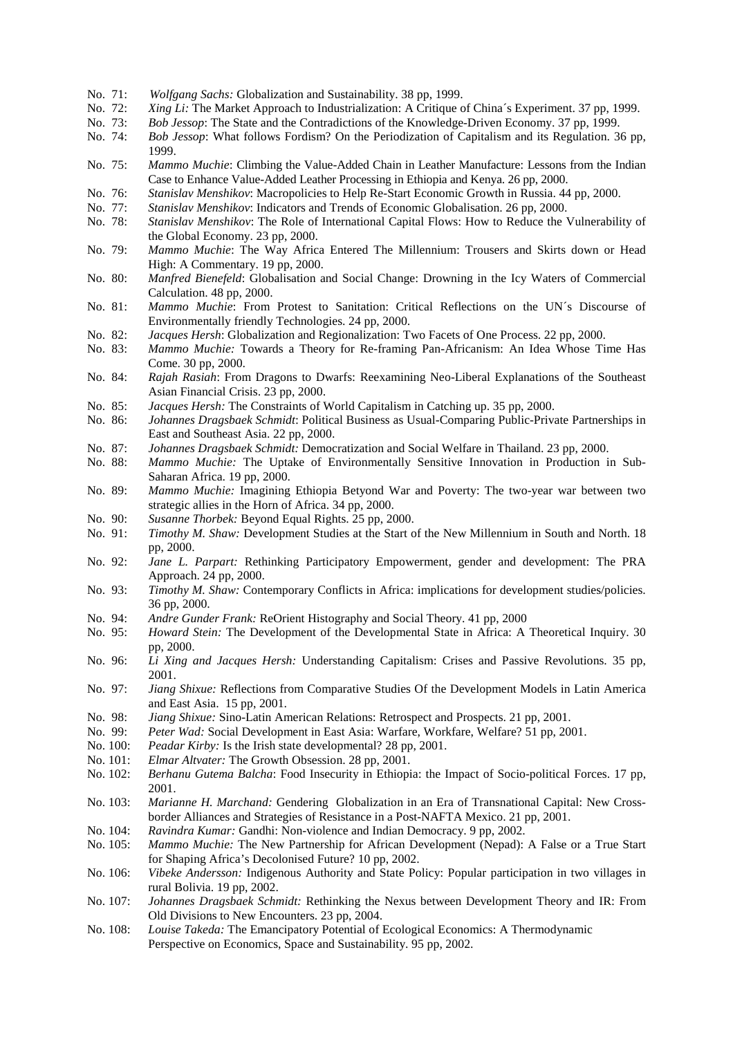No. 71: *Wolfgang Sachs:* Globalization and Sustainability. 38 pp, 1999.

No. 72: *Xing Li:* The Market Approach to Industrialization: A Critique of China´s Experiment. 37 pp, 1999.

No. 73: *Bob Jessop*: The State and the Contradictions of the Knowledge-Driven Economy. 37 pp, 1999.

No. 74: *Bob Jessop*: What follows Fordism? On the Periodization of Capitalism and its Regulation. 36 pp, 1999.

No. 75: *Mammo Muchie*: Climbing the Value-Added Chain in Leather Manufacture: Lessons from the Indian Case to Enhance Value-Added Leather Processing in Ethiopia and Kenya. 26 pp, 2000.

No. 76: *Stanislav Menshikov*: Macropolicies to Help Re-Start Economic Growth in Russia. 44 pp, 2000.

No. 77: *Stanislav Menshikov*: Indicators and Trends of Economic Globalisation. 26 pp, 2000.

No. 78: *Stanislav Menshikov*: The Role of International Capital Flows: How to Reduce the Vulnerability of the Global Economy. 23 pp, 2000.

No. 79: *Mammo Muchie*: The Way Africa Entered The Millennium: Trousers and Skirts down or Head High: A Commentary. 19 pp, 2000.

No. 80: *Manfred Bienefeld*: Globalisation and Social Change: Drowning in the Icy Waters of Commercial Calculation. 48 pp, 2000.

No. 81: *Mammo Muchie*: From Protest to Sanitation: Critical Reflections on the UN´s Discourse of Environmentally friendly Technologies. 24 pp, 2000.

No. 82: *Jacques Hersh*: Globalization and Regionalization: Two Facets of One Process. 22 pp, 2000.

No. 83: *Mammo Muchie:* Towards a Theory for Re-framing Pan-Africanism: An Idea Whose Time Has Come. 30 pp, 2000.

No. 84: *Rajah Rasiah*: From Dragons to Dwarfs: Reexamining Neo-Liberal Explanations of the Southeast Asian Financial Crisis. 23 pp, 2000.

No. 85: *Jacques Hersh:* The Constraints of World Capitalism in Catching up. 35 pp, 2000.

No. 86: *Johannes Dragsbaek Schmidt*: Political Business as Usual-Comparing Public-Private Partnerships in East and Southeast Asia. 22 pp, 2000.

No. 87: *Johannes Dragsbaek Schmidt:* Democratization and Social Welfare in Thailand. 23 pp, 2000.

No. 88: *Mammo Muchie:* The Uptake of Environmentally Sensitive Innovation in Production in Sub-Saharan Africa. 19 pp, 2000.

No. 89: *Mammo Muchie:* Imagining Ethiopia Betyond War and Poverty: The two-year war between two strategic allies in the Horn of Africa. 34 pp, 2000.

No. 90: *Susanne Thorbek:* Beyond Equal Rights. 25 pp, 2000.

No. 91: *Timothy M. Shaw:* Development Studies at the Start of the New Millennium in South and North. 18 pp, 2000.

No. 92: *Jane L. Parpart:* Rethinking Participatory Empowerment, gender and development: The PRA Approach. 24 pp, 2000.

No. 93: *Timothy M. Shaw:* Contemporary Conflicts in Africa: implications for development studies/policies. 36 pp, 2000.

No. 94: *Andre Gunder Frank:* ReOrient Histography and Social Theory. 41 pp, 2000

No. 95: *Howard Stein:* The Development of the Developmental State in Africa: A Theoretical Inquiry. 30 pp, 2000.

No. 96: *Li Xing and Jacques Hersh:* Understanding Capitalism: Crises and Passive Revolutions. 35 pp, 2001.

No. 97: *Jiang Shixue:* Reflections from Comparative Studies Of the Development Models in Latin America and East Asia. 15 pp, 2001.

No. 98: *Jiang Shixue:* Sino-Latin American Relations: Retrospect and Prospects. 21 pp, 2001.

No. 99: *Peter Wad:* Social Development in East Asia: Warfare, Workfare, Welfare? 51 pp, 2001.

No. 100: *Peadar Kirby:* Is the Irish state developmental? 28 pp, 2001.

No. 101: *Elmar Altvater:* The Growth Obsession. 28 pp, 2001.

No. 102: *Berhanu Gutema Balcha*: Food Insecurity in Ethiopia: the Impact of Socio-political Forces. 17 pp, 2001.

No. 103: *Marianne H. Marchand:* Gendering Globalization in an Era of Transnational Capital: New Cross-border Alliances and Strategies of Resistance in a Post-NAFTA Mexico. 21 pp, 2001.

No. 104: *Ravindra Kumar:* Gandhi: Non-violence and Indian Democracy. 9 pp, 2002.

No. 105: *Mammo Muchie:* The New Partnership for African Development (Nepad): A False or a True Start for Shaping Africa's Decolonised Future? 10 pp, 2002.

No. 106: *Vibeke Andersson:* Indigenous Authority and State Policy: Popular participation in two villages in rural Bolivia. 19 pp, 2002.

No. 107: *Johannes Dragsbaek Schmidt:* Rethinking the Nexus between Development Theory and IR: From Old Divisions to New Encounters. 23 pp, 2004.

No. 108: *Louise Takeda:* The Emancipatory Potential of Ecological Economics: A Thermodynamic Perspective on Economics, Space and Sustainability. 95 pp, 2002.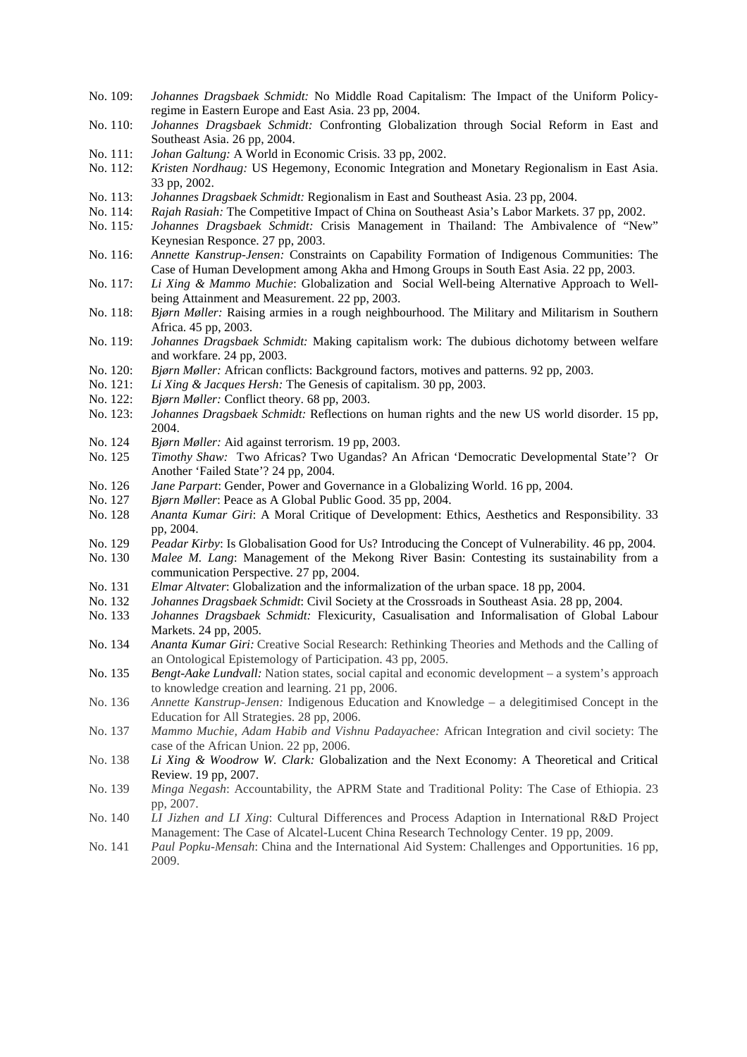No. 109: *Johannes Dragsbaek Schmidt:* No Middle Road Capitalism: The Impact of the Uniform Policy-regime in Eastern Europe and East Asia. 23 pp, 2004.

No. 110: *Johannes Dragsbaek Schmidt:* Confronting Globalization through Social Reform in East and Southeast Asia. 26 pp, 2004.

No. 111: *Johan Galtung:* A World in Economic Crisis. 33 pp, 2002.

No. 112: *Kristen Nordhaug:* US Hegemony, Economic Integration and Monetary Regionalism in East Asia. 33 pp, 2002.

No. 113: *Johannes Dragsbaek Schmidt:* Regionalism in East and Southeast Asia. 23 pp, 2004.

No. 114: *Rajah Rasiah:* The Competitive Impact of China on Southeast Asia's Labor Markets. 37 pp, 2002.

No. 115: *Johannes Dragsbaek Schmidt:* Crisis Management in Thailand: The Ambivalence of "New" Keynesian Responce. 27 pp, 2003.

No. 116: *Annette Kanstrup-Jensen:* Constraints on Capability Formation of Indigenous Communities: The Case of Human Development among Akha and Hmong Groups in South East Asia. 22 pp, 2003.

No. 117: *Li Xing & Mammo Muchie*: Globalization and Social Well-being Alternative Approach to Well-being Attainment and Measurement. 22 pp, 2003.

No. 118: *Bjørn Møller:* Raising armies in a rough neighbourhood. The Military and Militarism in Southern Africa. 45 pp, 2003.

No. 119: *Johannes Dragsbaek Schmidt:* Making capitalism work: The dubious dichotomy between welfare and workfare. 24 pp, 2003.

No. 120: *Bjørn Møller:* African conflicts: Background factors, motives and patterns. 92 pp, 2003.

No. 121: *Li Xing & Jacques Hersh:* The Genesis of capitalism. 30 pp, 2003.

No. 122: *Bjørn Møller:* Conflict theory. 68 pp, 2003.

No. 123: *Johannes Dragsbaek Schmidt:* Reflections on human rights and the new US world disorder. 15 pp, 2004.

No. 124 *Bjørn Møller:* Aid against terrorism. 19 pp, 2003.

No. 125 *Timothy Shaw:* Two Africas? Two Ugandas? An African 'Democratic Developmental State'? Or Another 'Failed State'? 24 pp, 2004.

No. 126 *Jane Parpart*: Gender, Power and Governance in a Globalizing World. 16 pp, 2004.

No. 127 *Bjørn Møller*: Peace as A Global Public Good. 35 pp, 2004.

No. 128 *Ananta Kumar Giri*: A Moral Critique of Development: Ethics, Aesthetics and Responsibility. 33 pp, 2004.

No. 129 *Peadar Kirby*: Is Globalisation Good for Us? Introducing the Concept of Vulnerability. 46 pp, 2004.

No. 130 *Malee M. Lang*: Management of the Mekong River Basin: Contesting its sustainability from a communication Perspective. 27 pp, 2004.

No. 131 *Elmar Altvater*: Globalization and the informalization of the urban space. 18 pp, 2004.

No. 132 *Johannes Dragsbaek Schmidt*: Civil Society at the Crossroads in Southeast Asia. 28 pp, 2004.

No. 133 *Johannes Dragsbaek Schmidt:* Flexicurity, Casualisation and Informalisation of Global Labour Markets. 24 pp, 2005.

No. 134 *Ananta Kumar Giri:* Creative Social Research: Rethinking Theories and Methods and the Calling of an Ontological Epistemology of Participation. 43 pp, 2005.

No. 135 *Bengt-Aake Lundvall:* Nation states, social capital and economic development – a system's approach to knowledge creation and learning. 21 pp, 2006.

No. 136 *Annette Kanstrup-Jensen:* Indigenous Education and Knowledge – a delegitimised Concept in the Education for All Strategies. 28 pp, 2006.

No. 137 *Mammo Muchie, Adam Habib and Vishnu Padayachee:* African Integration and civil society: The case of the African Union. 22 pp, 2006.

No. 138 *Li Xing & Woodrow W. Clark:* Globalization and the Next Economy: A Theoretical and Critical Review. 19 pp, 2007.

No. 139 *Minga Negash*: Accountability, the APRM State and Traditional Polity: The Case of Ethiopia. 23 pp, 2007.

No. 140 *LI Jizhen and LI Xing*: Cultural Differences and Process Adaption in International R&D Project Management: The Case of Alcatel-Lucent China Research Technology Center. 19 pp, 2009.

No. 141 *Paul Popku-Mensah*: China and the International Aid System: Challenges and Opportunities. 16 pp, 2009.